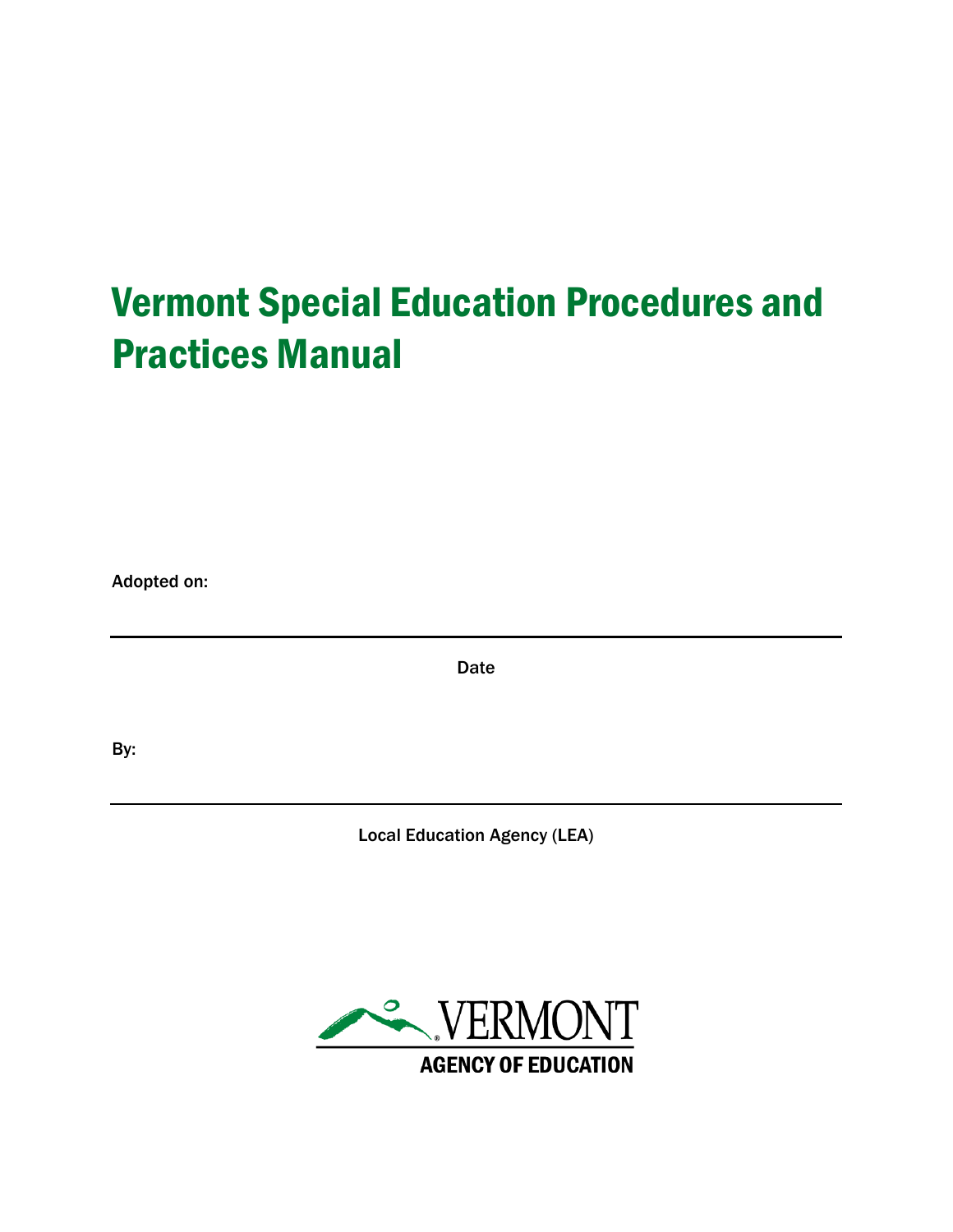# Vermont Special Education Procedures and Practices Manual

Adopted on:

---

Date

By:

---

Local Education Agency (LEA)

VERMONT
AGENCY OF EDUCATION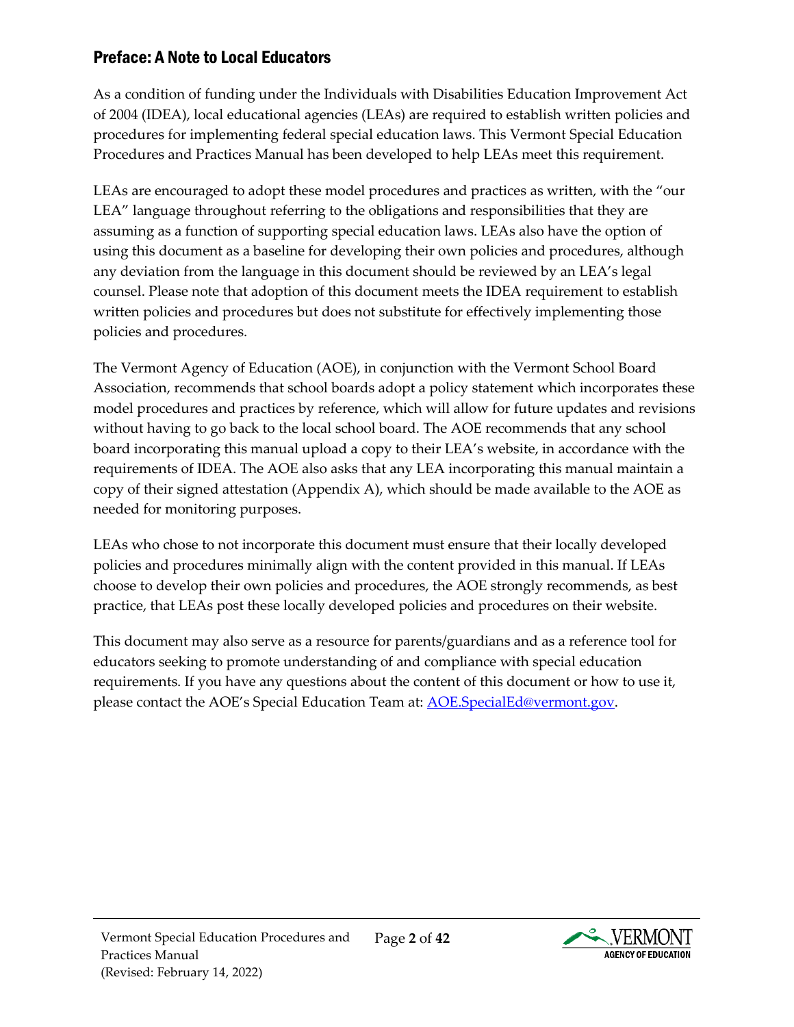## Preface: A Note to Local Educators

As a condition of funding under the Individuals with Disabilities Education Improvement Act of 2004 (IDEA), local educational agencies (LEAs) are required to establish written policies and procedures for implementing federal special education laws. This Vermont Special Education Procedures and Practices Manual has been developed to help LEAs meet this requirement.

LEAs are encouraged to adopt these model procedures and practices as written, with the "our LEA" language throughout referring to the obligations and responsibilities that they are assuming as a function of supporting special education laws. LEAs also have the option of using this document as a baseline for developing their own policies and procedures, although any deviation from the language in this document should be reviewed by an LEA's legal counsel. Please note that adoption of this document meets the IDEA requirement to establish written policies and procedures but does not substitute for effectively implementing those policies and procedures.

The Vermont Agency of Education (AOE), in conjunction with the Vermont School Board Association, recommends that school boards adopt a policy statement which incorporates these model procedures and practices by reference, which will allow for future updates and revisions without having to go back to the local school board. The AOE recommends that any school board incorporating this manual upload a copy to their LEA's website, in accordance with the requirements of IDEA. The AOE also asks that any LEA incorporating this manual maintain a copy of their signed attestation (Appendix A), which should be made available to the AOE as needed for monitoring purposes.

LEAs who chose to not incorporate this document must ensure that their locally developed policies and procedures minimally align with the content provided in this manual. If LEAs choose to develop their own policies and procedures, the AOE strongly recommends, as best practice, that LEAs post these locally developed policies and procedures on their website.

This document may also serve as a resource for parents/guardians and as a reference tool for educators seeking to promote understanding of and compliance with special education requirements. If you have any questions about the content of this document or how to use it, please contact the AOE's Special Education Team at: AOE.SpecialEd@vermont.gov.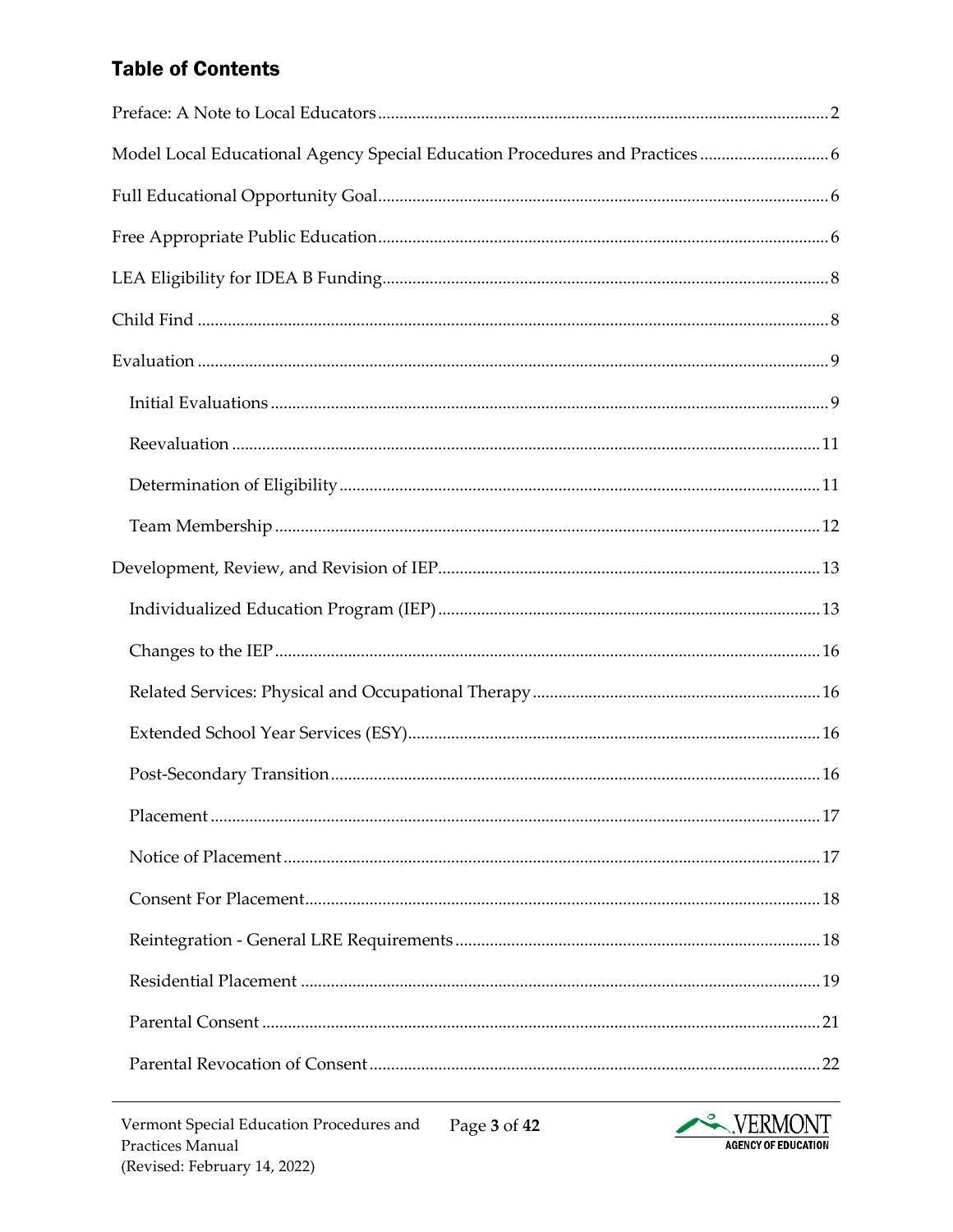## Table of Contents

- Preface: A Note to Local Educators ..... 2
- Model Local Educational Agency Special Education Procedures and Practices ..... 6
- Full Educational Opportunity Goal ..... 6
- Free Appropriate Public Education ..... 6
- LEA Eligibility for IDEA B Funding ..... 8
- Child Find ..... 8
- Evaluation ..... 9
  - Initial Evaluations ..... 9
  - Reevaluation ..... 11
  - Determination of Eligibility ..... 11
  - Team Membership ..... 12
- Development, Review, and Revision of IEP ..... 13
  - Individualized Education Program (IEP) ..... 13
  - Changes to the IEP ..... 16
  - Related Services: Physical and Occupational Therapy ..... 16
  - Extended School Year Services (ESY) ..... 16
  - Post-Secondary Transition ..... 16
  - Placement ..... 17
  - Notice of Placement ..... 17
  - Consent For Placement ..... 18
  - Reintegration - General LRE Requirements ..... 18
  - Residential Placement ..... 19
  - Parental Consent ..... 21
  - Parental Revocation of Consent ..... 22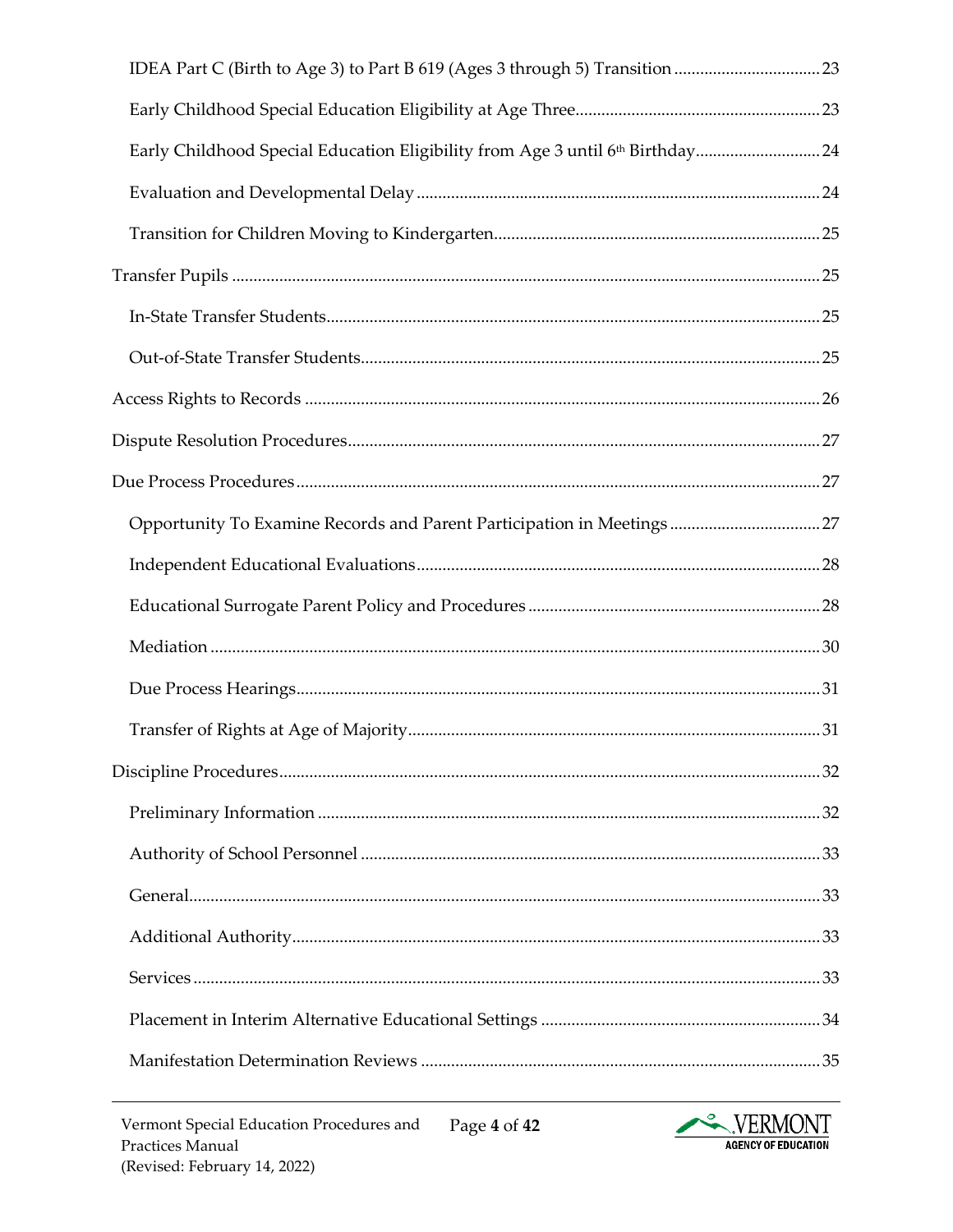IDEA Part C (Birth to Age 3) to Part B 619 (Ages 3 through 5) Transition .................................. 23

Early Childhood Special Education Eligibility at Age Three......................................................... 23

Early Childhood Special Education Eligibility from Age 3 until 6th Birthday............................. 24

Evaluation and Developmental Delay ............................................................................................. 24

Transition for Children Moving to Kindergarten........................................................................... 25

Transfer Pupils ....................................................................................................................................... 25

In-State Transfer Students.................................................................................................................. 25

Out-of-State Transfer Students.......................................................................................................... 25

Access Rights to Records ...................................................................................................................... 26

Dispute Resolution Procedures............................................................................................................. 27

Due Process Procedures ......................................................................................................................... 27

Opportunity To Examine Records and Parent Participation in Meetings ................................... 27

Independent Educational Evaluations............................................................................................. 28

Educational Surrogate Parent Policy and Procedures .................................................................... 28

Mediation ............................................................................................................................................. 30

Due Process Hearings.......................................................................................................................... 31

Transfer of Rights at Age of Majority................................................................................................ 31

Discipline Procedures............................................................................................................................. 32

Preliminary Information ..................................................................................................................... 32

Authority of School Personnel ........................................................................................................... 33

General.................................................................................................................................................. 33

Additional Authority........................................................................................................................... 33

Services ................................................................................................................................................. 33

Placement in Interim Alternative Educational Settings ................................................................. 34

Manifestation Determination Reviews ............................................................................................. 35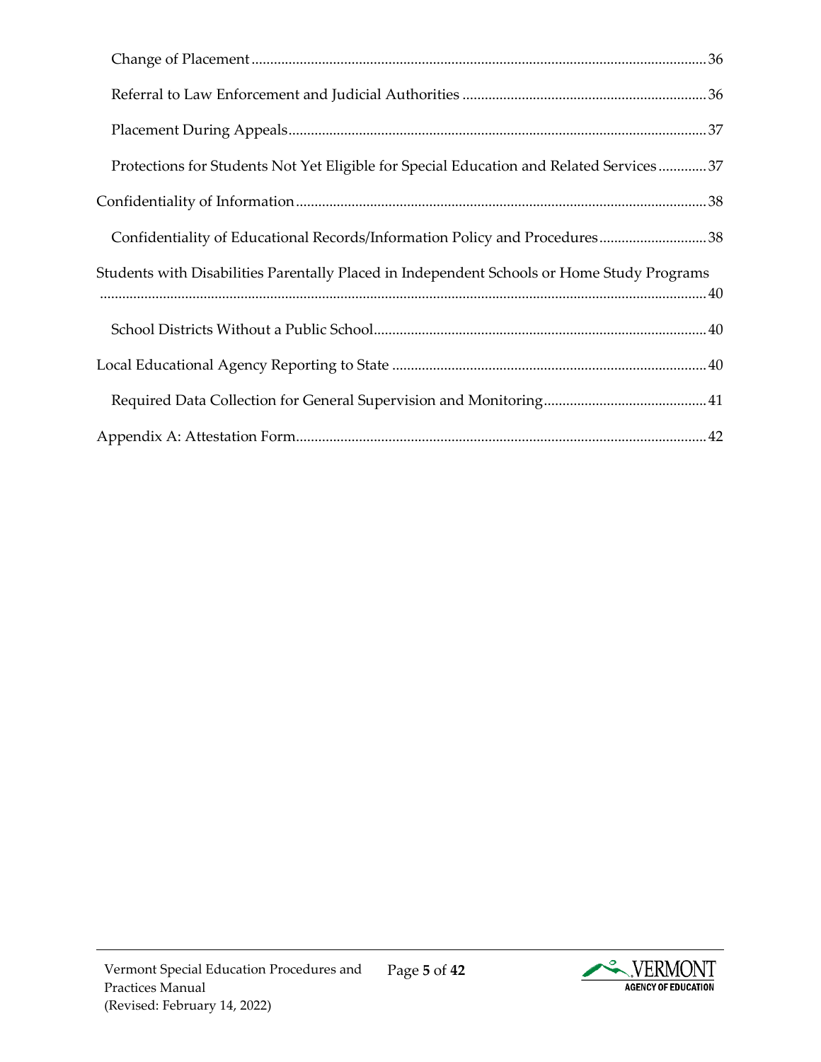- Change of Placement ... 36
- Referral to Law Enforcement and Judicial Authorities ... 36
- Placement During Appeals ... 37
- Protections for Students Not Yet Eligible for Special Education and Related Services ... 37

Confidentiality of Information ... 38

- Confidentiality of Educational Records/Information Policy and Procedures ... 38

Students with Disabilities Parentally Placed in Independent Schools or Home Study Programs ... 40

- School Districts Without a Public School ... 40

Local Educational Agency Reporting to State ... 40

- Required Data Collection for General Supervision and Monitoring ... 41

Appendix A: Attestation Form ... 42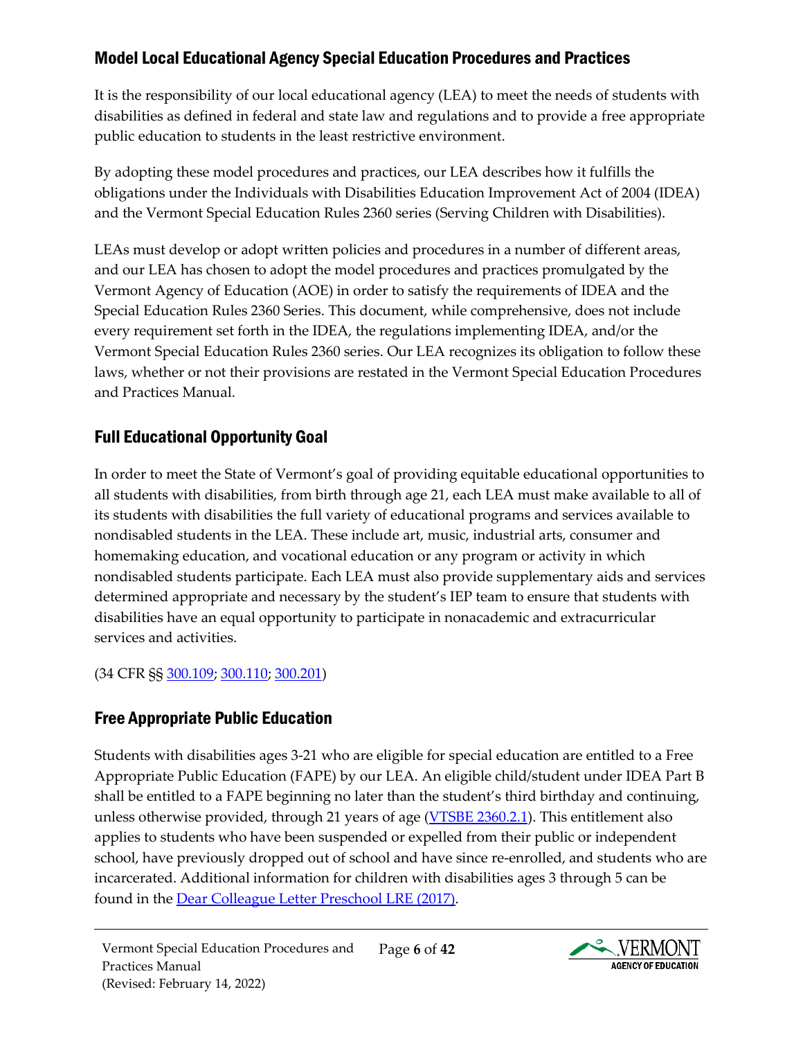## Model Local Educational Agency Special Education Procedures and Practices

It is the responsibility of our local educational agency (LEA) to meet the needs of students with disabilities as defined in federal and state law and regulations and to provide a free appropriate public education to students in the least restrictive environment.

By adopting these model procedures and practices, our LEA describes how it fulfills the obligations under the Individuals with Disabilities Education Improvement Act of 2004 (IDEA) and the Vermont Special Education Rules 2360 series (Serving Children with Disabilities).

LEAs must develop or adopt written policies and procedures in a number of different areas, and our LEA has chosen to adopt the model procedures and practices promulgated by the Vermont Agency of Education (AOE) in order to satisfy the requirements of IDEA and the Special Education Rules 2360 Series. This document, while comprehensive, does not include every requirement set forth in the IDEA, the regulations implementing IDEA, and/or the Vermont Special Education Rules 2360 series. Our LEA recognizes its obligation to follow these laws, whether or not their provisions are restated in the Vermont Special Education Procedures and Practices Manual.

## Full Educational Opportunity Goal

In order to meet the State of Vermont's goal of providing equitable educational opportunities to all students with disabilities, from birth through age 21, each LEA must make available to all of its students with disabilities the full variety of educational programs and services available to nondisabled students in the LEA. These include art, music, industrial arts, consumer and homemaking education, and vocational education or any program or activity in which nondisabled students participate. Each LEA must also provide supplementary aids and services determined appropriate and necessary by the student's IEP team to ensure that students with disabilities have an equal opportunity to participate in nonacademic and extracurricular services and activities.

(34 CFR §§ 300.109; 300.110; 300.201)

## Free Appropriate Public Education

Students with disabilities ages 3-21 who are eligible for special education are entitled to a Free Appropriate Public Education (FAPE) by our LEA. An eligible child/student under IDEA Part B shall be entitled to a FAPE beginning no later than the student's third birthday and continuing, unless otherwise provided, through 21 years of age (VTSBE 2360.2.1). This entitlement also applies to students who have been suspended or expelled from their public or independent school, have previously dropped out of school and have since re-enrolled, and students who are incarcerated. Additional information for children with disabilities ages 3 through 5 can be found in the Dear Colleague Letter Preschool LRE (2017).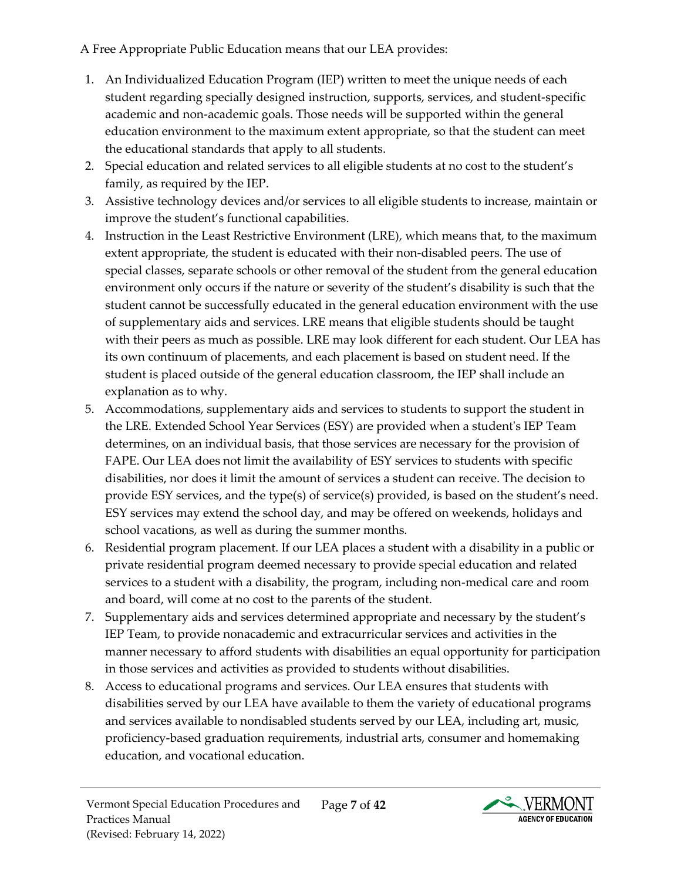A Free Appropriate Public Education means that our LEA provides:

1. An Individualized Education Program (IEP) written to meet the unique needs of each student regarding specially designed instruction, supports, services, and student-specific academic and non-academic goals. Those needs will be supported within the general education environment to the maximum extent appropriate, so that the student can meet the educational standards that apply to all students.
2. Special education and related services to all eligible students at no cost to the student's family, as required by the IEP.
3. Assistive technology devices and/or services to all eligible students to increase, maintain or improve the student's functional capabilities.
4. Instruction in the Least Restrictive Environment (LRE), which means that, to the maximum extent appropriate, the student is educated with their non-disabled peers. The use of special classes, separate schools or other removal of the student from the general education environment only occurs if the nature or severity of the student's disability is such that the student cannot be successfully educated in the general education environment with the use of supplementary aids and services. LRE means that eligible students should be taught with their peers as much as possible. LRE may look different for each student. Our LEA has its own continuum of placements, and each placement is based on student need. If the student is placed outside of the general education classroom, the IEP shall include an explanation as to why.
5. Accommodations, supplementary aids and services to students to support the student in the LRE. Extended School Year Services (ESY) are provided when a student's IEP Team determines, on an individual basis, that those services are necessary for the provision of FAPE. Our LEA does not limit the availability of ESY services to students with specific disabilities, nor does it limit the amount of services a student can receive. The decision to provide ESY services, and the type(s) of service(s) provided, is based on the student's need. ESY services may extend the school day, and may be offered on weekends, holidays and school vacations, as well as during the summer months.
6. Residential program placement. If our LEA places a student with a disability in a public or private residential program deemed necessary to provide special education and related services to a student with a disability, the program, including non-medical care and room and board, will come at no cost to the parents of the student.
7. Supplementary aids and services determined appropriate and necessary by the student's IEP Team, to provide nonacademic and extracurricular services and activities in the manner necessary to afford students with disabilities an equal opportunity for participation in those services and activities as provided to students without disabilities.
8. Access to educational programs and services. Our LEA ensures that students with disabilities served by our LEA have available to them the variety of educational programs and services available to nondisabled students served by our LEA, including art, music, proficiency-based graduation requirements, industrial arts, consumer and homemaking education, and vocational education.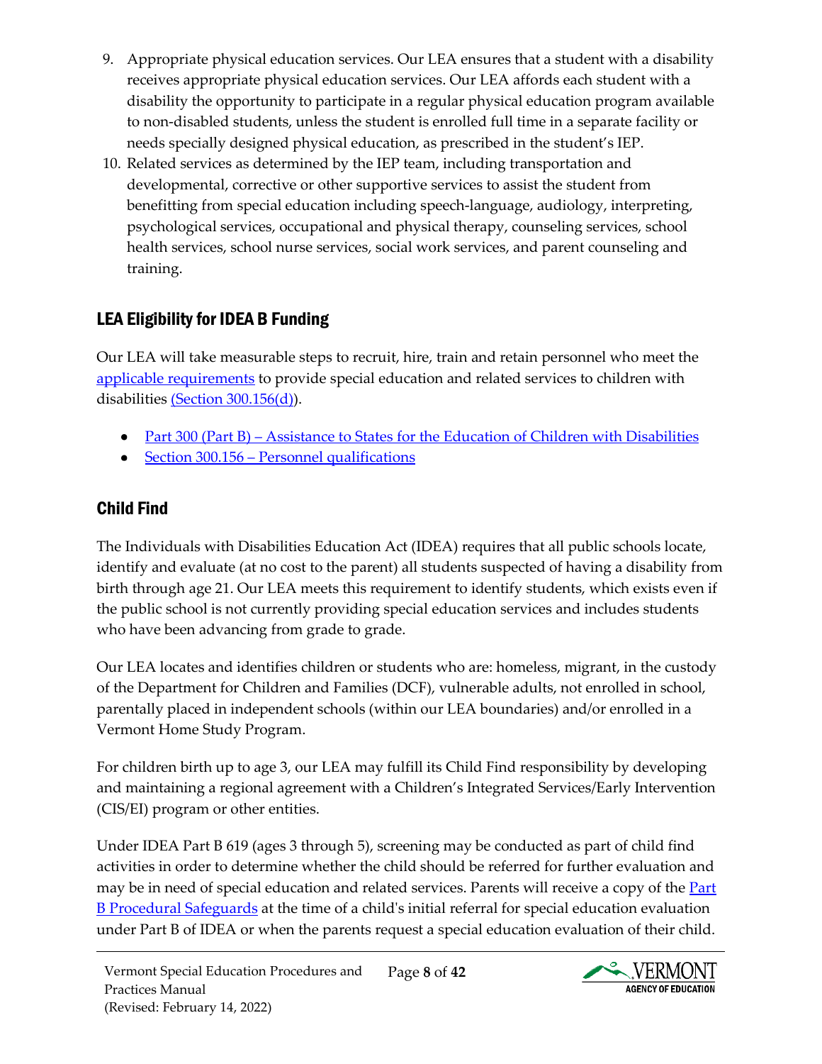9. Appropriate physical education services. Our LEA ensures that a student with a disability receives appropriate physical education services. Our LEA affords each student with a disability the opportunity to participate in a regular physical education program available to non-disabled students, unless the student is enrolled full time in a separate facility or needs specially designed physical education, as prescribed in the student's IEP.
10. Related services as determined by the IEP team, including transportation and developmental, corrective or other supportive services to assist the student from benefitting from special education including speech-language, audiology, interpreting, psychological services, occupational and physical therapy, counseling services, school health services, school nurse services, social work services, and parent counseling and training.

## LEA Eligibility for IDEA B Funding

Our LEA will take measurable steps to recruit, hire, train and retain personnel who meet the applicable requirements to provide special education and related services to children with disabilities (Section 300.156(d)).

- Part 300 (Part B) – Assistance to States for the Education of Children with Disabilities
- Section 300.156 – Personnel qualifications

## Child Find

The Individuals with Disabilities Education Act (IDEA) requires that all public schools locate, identify and evaluate (at no cost to the parent) all students suspected of having a disability from birth through age 21. Our LEA meets this requirement to identify students, which exists even if the public school is not currently providing special education services and includes students who have been advancing from grade to grade.

Our LEA locates and identifies children or students who are: homeless, migrant, in the custody of the Department for Children and Families (DCF), vulnerable adults, not enrolled in school, parentally placed in independent schools (within our LEA boundaries) and/or enrolled in a Vermont Home Study Program.

For children birth up to age 3, our LEA may fulfill its Child Find responsibility by developing and maintaining a regional agreement with a Children's Integrated Services/Early Intervention (CIS/EI) program or other entities.

Under IDEA Part B 619 (ages 3 through 5), screening may be conducted as part of child find activities in order to determine whether the child should be referred for further evaluation and may be in need of special education and related services. Parents will receive a copy of the Part B Procedural Safeguards at the time of a child's initial referral for special education evaluation under Part B of IDEA or when the parents request a special education evaluation of their child.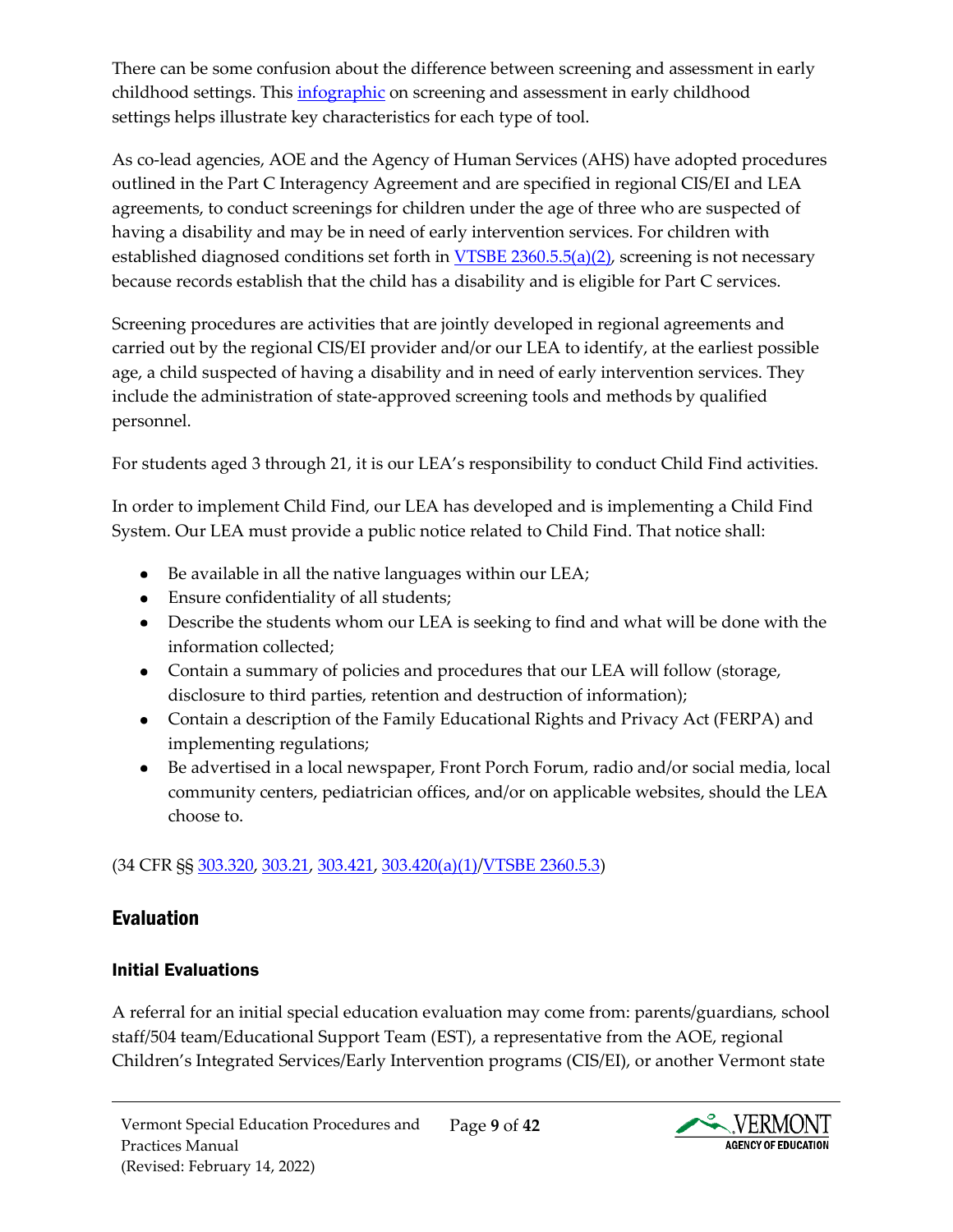There can be some confusion about the difference between screening and assessment in early childhood settings. This infographic on screening and assessment in early childhood settings helps illustrate key characteristics for each type of tool.

As co-lead agencies, AOE and the Agency of Human Services (AHS) have adopted procedures outlined in the Part C Interagency Agreement and are specified in regional CIS/EI and LEA agreements, to conduct screenings for children under the age of three who are suspected of having a disability and may be in need of early intervention services. For children with established diagnosed conditions set forth in VTSBE 2360.5.5(a)(2), screening is not necessary because records establish that the child has a disability and is eligible for Part C services.

Screening procedures are activities that are jointly developed in regional agreements and carried out by the regional CIS/EI provider and/or our LEA to identify, at the earliest possible age, a child suspected of having a disability and in need of early intervention services. They include the administration of state-approved screening tools and methods by qualified personnel.

For students aged 3 through 21, it is our LEA's responsibility to conduct Child Find activities.

In order to implement Child Find, our LEA has developed and is implementing a Child Find System. Our LEA must provide a public notice related to Child Find. That notice shall:

- Be available in all the native languages within our LEA;
- Ensure confidentiality of all students;
- Describe the students whom our LEA is seeking to find and what will be done with the information collected;
- Contain a summary of policies and procedures that our LEA will follow (storage, disclosure to third parties, retention and destruction of information);
- Contain a description of the Family Educational Rights and Privacy Act (FERPA) and implementing regulations;
- Be advertised in a local newspaper, Front Porch Forum, radio and/or social media, local community centers, pediatrician offices, and/or on applicable websites, should the LEA choose to.

(34 CFR §§ 303.320, 303.21, 303.421, 303.420(a)(1)/VTSBE 2360.5.3)

## Evaluation

### Initial Evaluations

A referral for an initial special education evaluation may come from: parents/guardians, school staff/504 team/Educational Support Team (EST), a representative from the AOE, regional Children's Integrated Services/Early Intervention programs (CIS/EI), or another Vermont state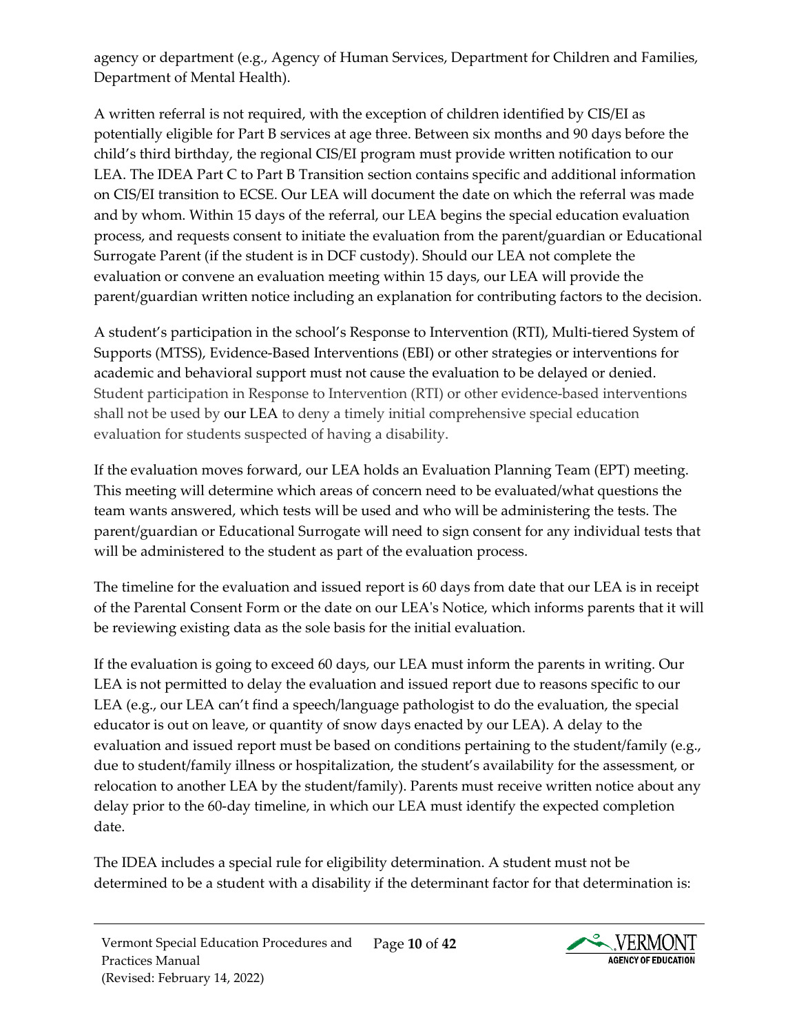agency or department (e.g., Agency of Human Services, Department for Children and Families, Department of Mental Health).

A written referral is not required, with the exception of children identified by CIS/EI as potentially eligible for Part B services at age three. Between six months and 90 days before the child's third birthday, the regional CIS/EI program must provide written notification to our LEA. The IDEA Part C to Part B Transition section contains specific and additional information on CIS/EI transition to ECSE. Our LEA will document the date on which the referral was made and by whom. Within 15 days of the referral, our LEA begins the special education evaluation process, and requests consent to initiate the evaluation from the parent/guardian or Educational Surrogate Parent (if the student is in DCF custody). Should our LEA not complete the evaluation or convene an evaluation meeting within 15 days, our LEA will provide the parent/guardian written notice including an explanation for contributing factors to the decision.

A student's participation in the school's Response to Intervention (RTI), Multi-tiered System of Supports (MTSS), Evidence-Based Interventions (EBI) or other strategies or interventions for academic and behavioral support must not cause the evaluation to be delayed or denied. Student participation in Response to Intervention (RTI) or other evidence-based interventions shall not be used by our LEA to deny a timely initial comprehensive special education evaluation for students suspected of having a disability.

If the evaluation moves forward, our LEA holds an Evaluation Planning Team (EPT) meeting. This meeting will determine which areas of concern need to be evaluated/what questions the team wants answered, which tests will be used and who will be administering the tests. The parent/guardian or Educational Surrogate will need to sign consent for any individual tests that will be administered to the student as part of the evaluation process.

The timeline for the evaluation and issued report is 60 days from date that our LEA is in receipt of the Parental Consent Form or the date on our LEA's Notice, which informs parents that it will be reviewing existing data as the sole basis for the initial evaluation.

If the evaluation is going to exceed 60 days, our LEA must inform the parents in writing. Our LEA is not permitted to delay the evaluation and issued report due to reasons specific to our LEA (e.g., our LEA can't find a speech/language pathologist to do the evaluation, the special educator is out on leave, or quantity of snow days enacted by our LEA). A delay to the evaluation and issued report must be based on conditions pertaining to the student/family (e.g., due to student/family illness or hospitalization, the student's availability for the assessment, or relocation to another LEA by the student/family). Parents must receive written notice about any delay prior to the 60-day timeline, in which our LEA must identify the expected completion date.

The IDEA includes a special rule for eligibility determination. A student must not be determined to be a student with a disability if the determinant factor for that determination is: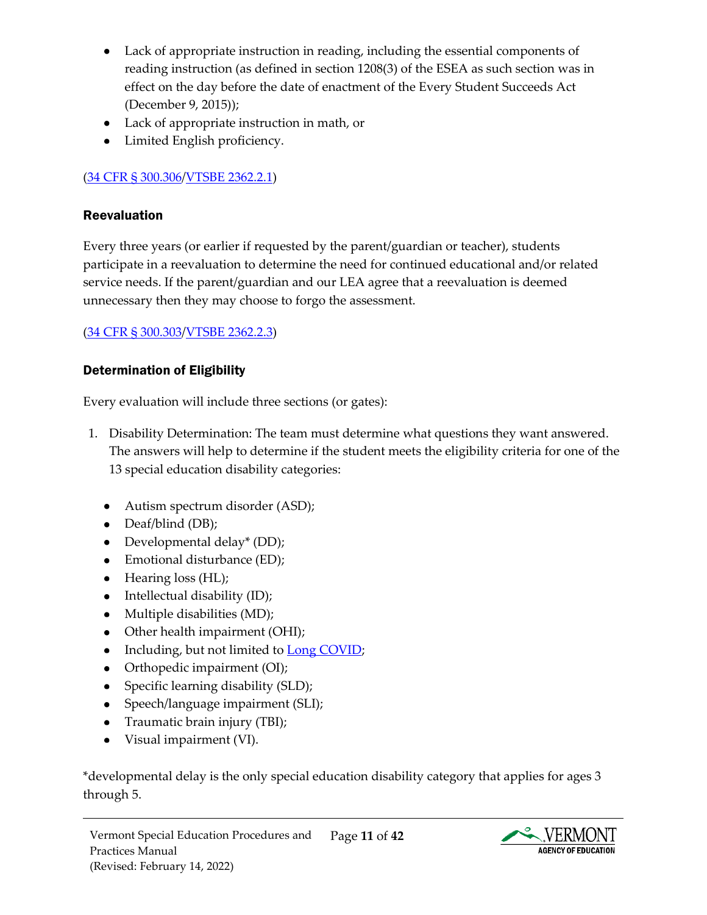- Lack of appropriate instruction in reading, including the essential components of reading instruction (as defined in section 1208(3) of the ESEA as such section was in effect on the day before the date of enactment of the Every Student Succeeds Act (December 9, 2015));
- Lack of appropriate instruction in math, or
- Limited English proficiency.

(34 CFR § 300.306/VTSBE 2362.2.1)

### Reevaluation

Every three years (or earlier if requested by the parent/guardian or teacher), students participate in a reevaluation to determine the need for continued educational and/or related service needs. If the parent/guardian and our LEA agree that a reevaluation is deemed unnecessary then they may choose to forgo the assessment.

(34 CFR § 300.303/VTSBE 2362.2.3)

### Determination of Eligibility

Every evaluation will include three sections (or gates):

1. Disability Determination: The team must determine what questions they want answered. The answers will help to determine if the student meets the eligibility criteria for one of the 13 special education disability categories:

   - Autism spectrum disorder (ASD);
   - Deaf/blind (DB);
   - Developmental delay* (DD);
   - Emotional disturbance (ED);
   - Hearing loss (HL);
   - Intellectual disability (ID);
   - Multiple disabilities (MD);
   - Other health impairment (OHI);
   - Including, but not limited to Long COVID;
   - Orthopedic impairment (OI);
   - Specific learning disability (SLD);
   - Speech/language impairment (SLI);
   - Traumatic brain injury (TBI);
   - Visual impairment (VI).

*developmental delay is the only special education disability category that applies for ages 3 through 5.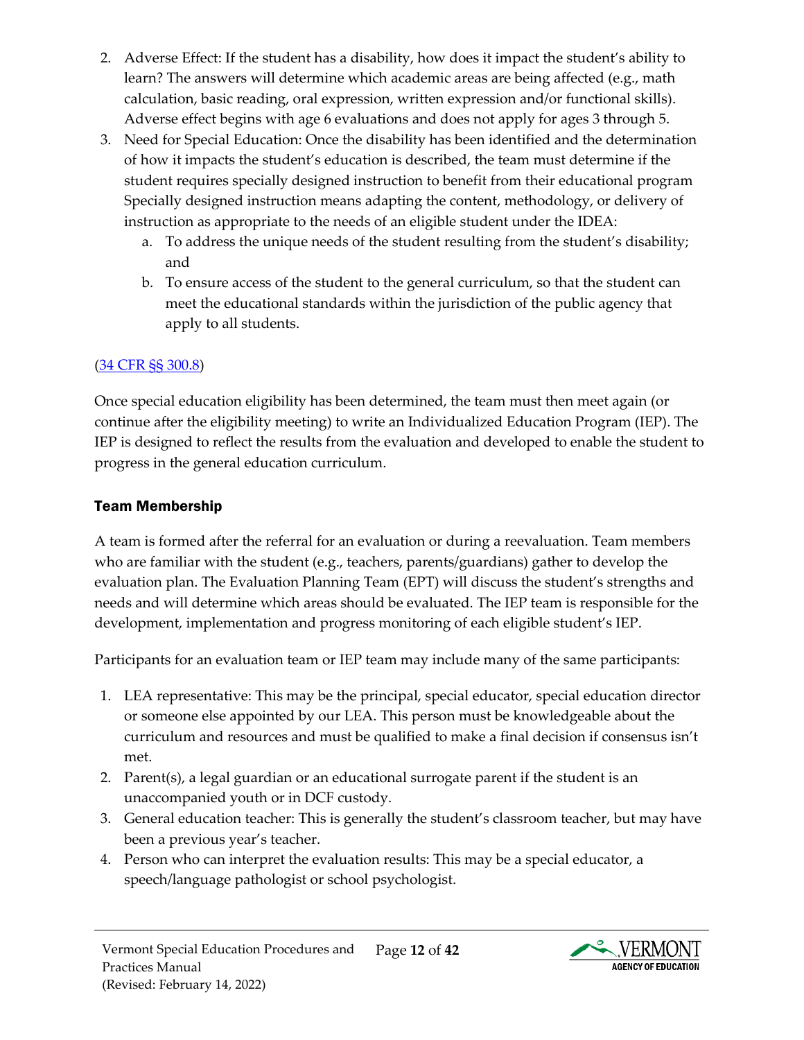2. Adverse Effect: If the student has a disability, how does it impact the student's ability to learn? The answers will determine which academic areas are being affected (e.g., math calculation, basic reading, oral expression, written expression and/or functional skills). Adverse effect begins with age 6 evaluations and does not apply for ages 3 through 5.
3. Need for Special Education: Once the disability has been identified and the determination of how it impacts the student's education is described, the team must determine if the student requires specially designed instruction to benefit from their educational program Specially designed instruction means adapting the content, methodology, or delivery of instruction as appropriate to the needs of an eligible student under the IDEA:
    a. To address the unique needs of the student resulting from the student's disability; and
    b. To ensure access of the student to the general curriculum, so that the student can meet the educational standards within the jurisdiction of the public agency that apply to all students.

(34 CFR §§ 300.8)

Once special education eligibility has been determined, the team must then meet again (or continue after the eligibility meeting) to write an Individualized Education Program (IEP). The IEP is designed to reflect the results from the evaluation and developed to enable the student to progress in the general education curriculum.

### Team Membership

A team is formed after the referral for an evaluation or during a reevaluation. Team members who are familiar with the student (e.g., teachers, parents/guardians) gather to develop the evaluation plan. The Evaluation Planning Team (EPT) will discuss the student's strengths and needs and will determine which areas should be evaluated. The IEP team is responsible for the development, implementation and progress monitoring of each eligible student's IEP.

Participants for an evaluation team or IEP team may include many of the same participants:

1. LEA representative: This may be the principal, special educator, special education director or someone else appointed by our LEA. This person must be knowledgeable about the curriculum and resources and must be qualified to make a final decision if consensus isn't met.
2. Parent(s), a legal guardian or an educational surrogate parent if the student is an unaccompanied youth or in DCF custody.
3. General education teacher: This is generally the student's classroom teacher, but may have been a previous year's teacher.
4. Person who can interpret the evaluation results: This may be a special educator, a speech/language pathologist or school psychologist.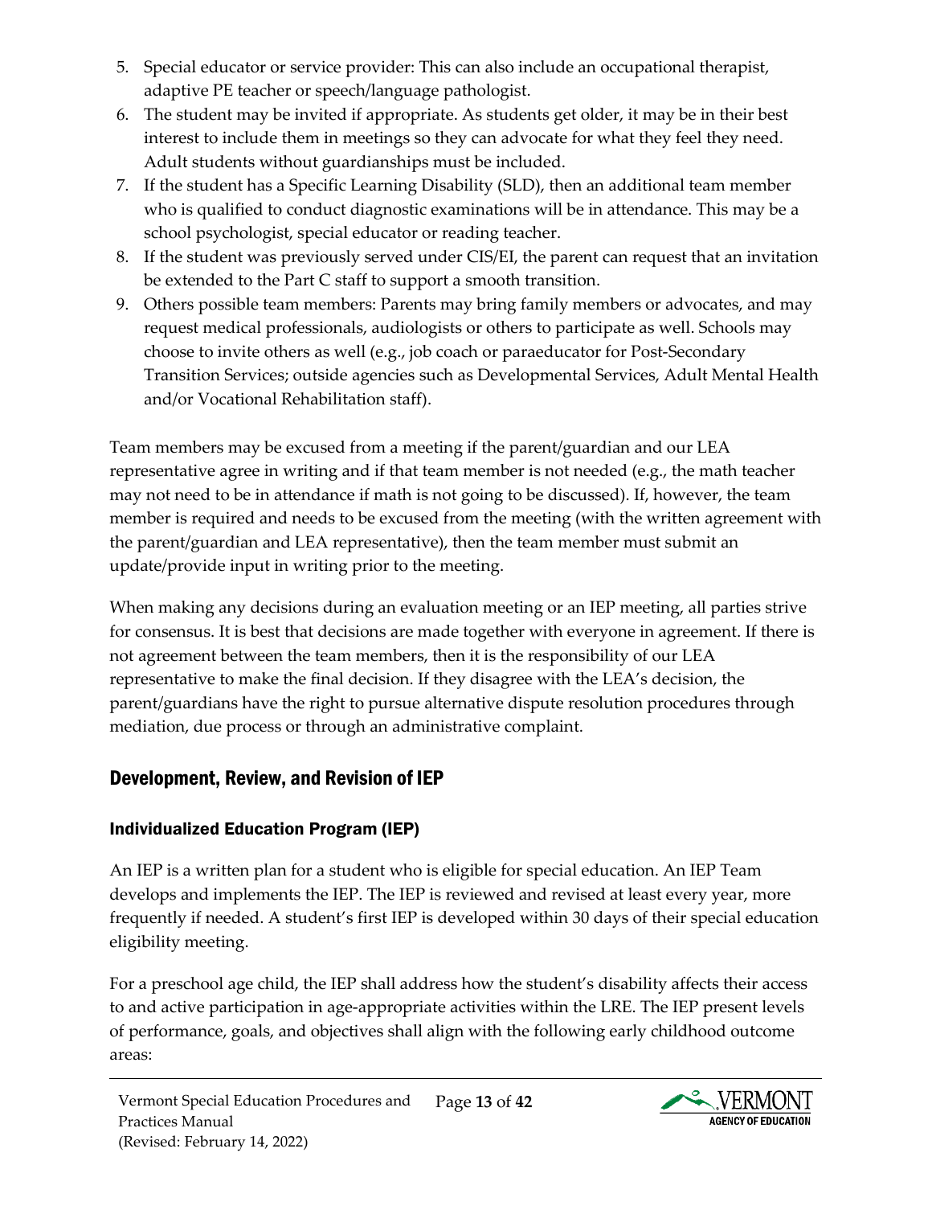5. Special educator or service provider: This can also include an occupational therapist, adaptive PE teacher or speech/language pathologist.
6. The student may be invited if appropriate. As students get older, it may be in their best interest to include them in meetings so they can advocate for what they feel they need. Adult students without guardianships must be included.
7. If the student has a Specific Learning Disability (SLD), then an additional team member who is qualified to conduct diagnostic examinations will be in attendance. This may be a school psychologist, special educator or reading teacher.
8. If the student was previously served under CIS/EI, the parent can request that an invitation be extended to the Part C staff to support a smooth transition.
9. Others possible team members: Parents may bring family members or advocates, and may request medical professionals, audiologists or others to participate as well. Schools may choose to invite others as well (e.g., job coach or paraeducator for Post-Secondary Transition Services; outside agencies such as Developmental Services, Adult Mental Health and/or Vocational Rehabilitation staff).

Team members may be excused from a meeting if the parent/guardian and our LEA representative agree in writing and if that team member is not needed (e.g., the math teacher may not need to be in attendance if math is not going to be discussed). If, however, the team member is required and needs to be excused from the meeting (with the written agreement with the parent/guardian and LEA representative), then the team member must submit an update/provide input in writing prior to the meeting.

When making any decisions during an evaluation meeting or an IEP meeting, all parties strive for consensus. It is best that decisions are made together with everyone in agreement. If there is not agreement between the team members, then it is the responsibility of our LEA representative to make the final decision. If they disagree with the LEA's decision, the parent/guardians have the right to pursue alternative dispute resolution procedures through mediation, due process or through an administrative complaint.

## Development, Review, and Revision of IEP

### Individualized Education Program (IEP)

An IEP is a written plan for a student who is eligible for special education. An IEP Team develops and implements the IEP. The IEP is reviewed and revised at least every year, more frequently if needed. A student's first IEP is developed within 30 days of their special education eligibility meeting.

For a preschool age child, the IEP shall address how the student's disability affects their access to and active participation in age-appropriate activities within the LRE. The IEP present levels of performance, goals, and objectives shall align with the following early childhood outcome areas: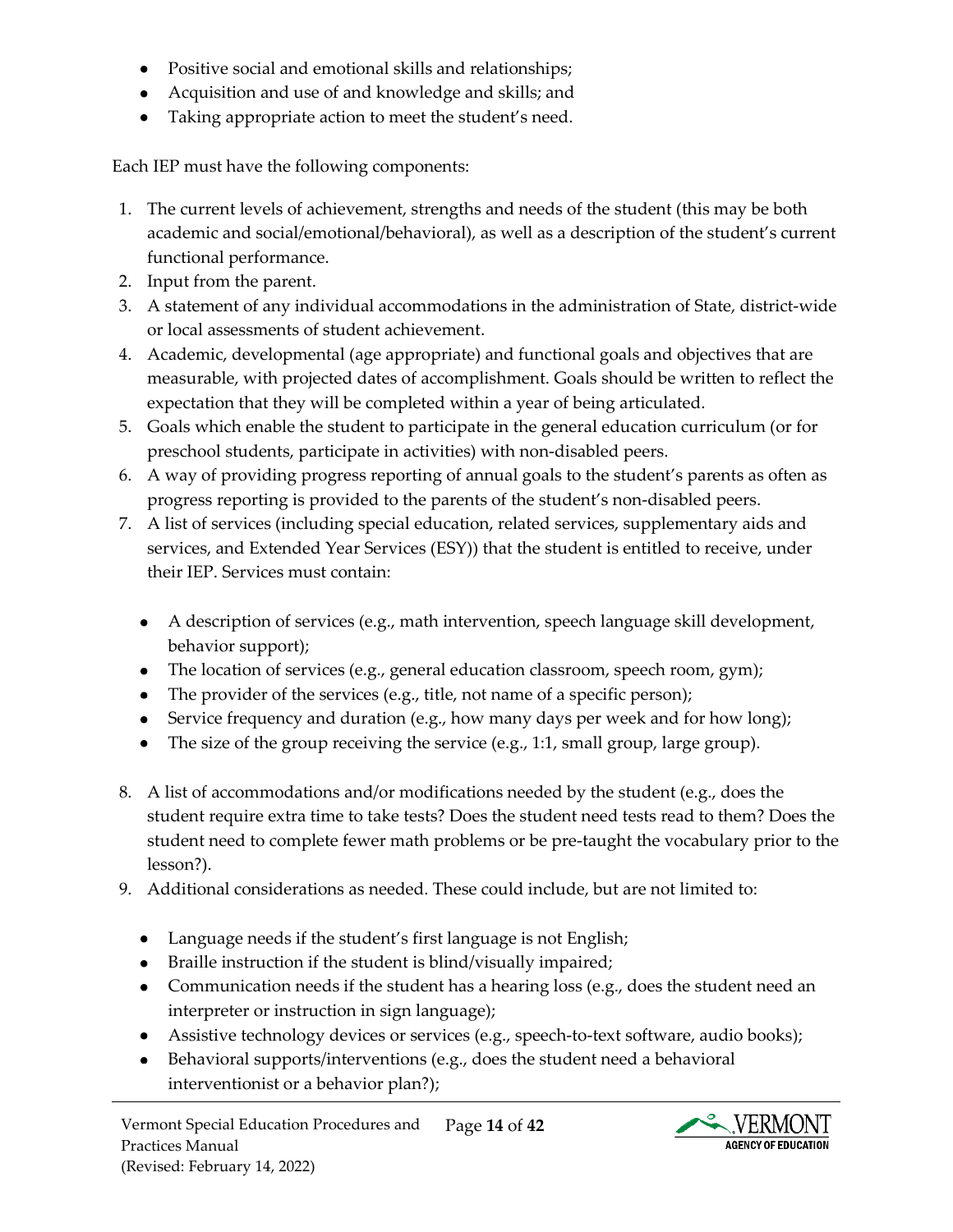- Positive social and emotional skills and relationships;
- Acquisition and use of and knowledge and skills; and
- Taking appropriate action to meet the student's need.

Each IEP must have the following components:

1. The current levels of achievement, strengths and needs of the student (this may be both academic and social/emotional/behavioral), as well as a description of the student's current functional performance.
2. Input from the parent.
3. A statement of any individual accommodations in the administration of State, district-wide or local assessments of student achievement.
4. Academic, developmental (age appropriate) and functional goals and objectives that are measurable, with projected dates of accomplishment. Goals should be written to reflect the expectation that they will be completed within a year of being articulated.
5. Goals which enable the student to participate in the general education curriculum (or for preschool students, participate in activities) with non-disabled peers.
6. A way of providing progress reporting of annual goals to the student's parents as often as progress reporting is provided to the parents of the student's non-disabled peers.
7. A list of services (including special education, related services, supplementary aids and services, and Extended Year Services (ESY)) that the student is entitled to receive, under their IEP. Services must contain:

   - A description of services (e.g., math intervention, speech language skill development, behavior support);
   - The location of services (e.g., general education classroom, speech room, gym);
   - The provider of the services (e.g., title, not name of a specific person);
   - Service frequency and duration (e.g., how many days per week and for how long);
   - The size of the group receiving the service (e.g., 1:1, small group, large group).

8. A list of accommodations and/or modifications needed by the student (e.g., does the student require extra time to take tests? Does the student need tests read to them? Does the student need to complete fewer math problems or be pre-taught the vocabulary prior to the lesson?).
9. Additional considerations as needed. These could include, but are not limited to:

   - Language needs if the student's first language is not English;
   - Braille instruction if the student is blind/visually impaired;
   - Communication needs if the student has a hearing loss (e.g., does the student need an interpreter or instruction in sign language);
   - Assistive technology devices or services (e.g., speech-to-text software, audio books);
   - Behavioral supports/interventions (e.g., does the student need a behavioral interventionist or a behavior plan?);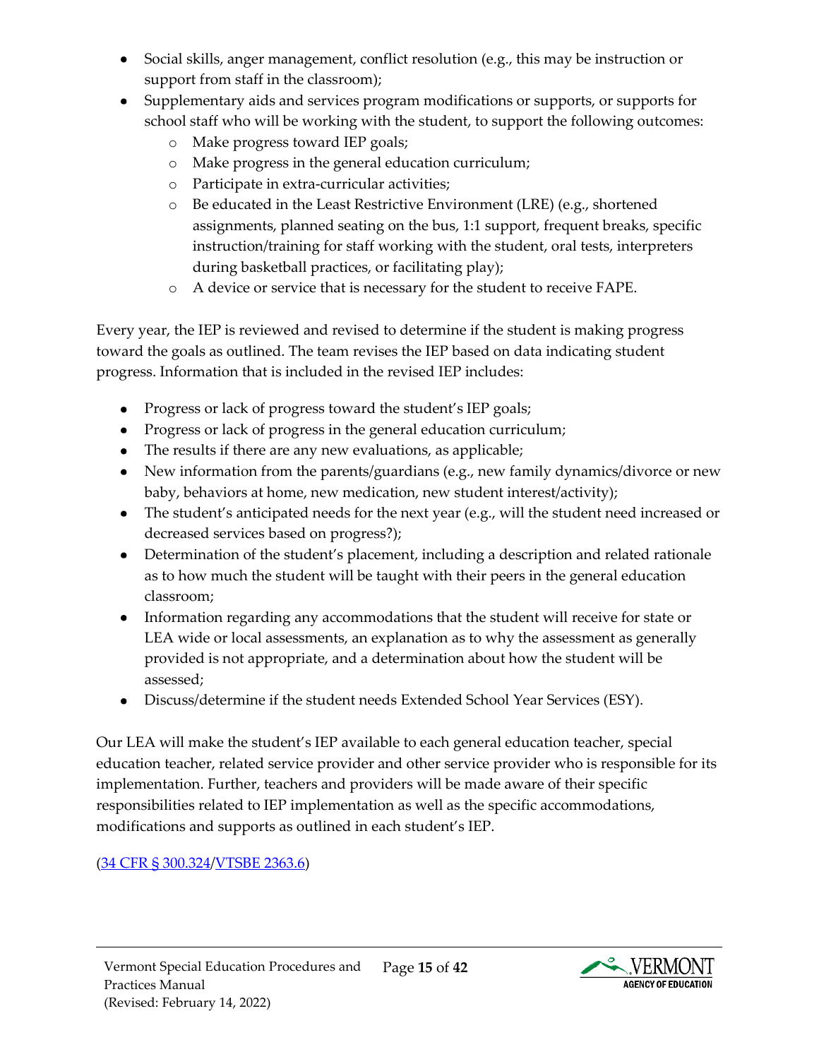- Social skills, anger management, conflict resolution (e.g., this may be instruction or support from staff in the classroom);
- Supplementary aids and services program modifications or supports, or supports for school staff who will be working with the student, to support the following outcomes:
  - Make progress toward IEP goals;
  - Make progress in the general education curriculum;
  - Participate in extra-curricular activities;
  - Be educated in the Least Restrictive Environment (LRE) (e.g., shortened assignments, planned seating on the bus, 1:1 support, frequent breaks, specific instruction/training for staff working with the student, oral tests, interpreters during basketball practices, or facilitating play);
  - A device or service that is necessary for the student to receive FAPE.

Every year, the IEP is reviewed and revised to determine if the student is making progress toward the goals as outlined. The team revises the IEP based on data indicating student progress. Information that is included in the revised IEP includes:

- Progress or lack of progress toward the student's IEP goals;
- Progress or lack of progress in the general education curriculum;
- The results if there are any new evaluations, as applicable;
- New information from the parents/guardians (e.g., new family dynamics/divorce or new baby, behaviors at home, new medication, new student interest/activity);
- The student's anticipated needs for the next year (e.g., will the student need increased or decreased services based on progress?);
- Determination of the student's placement, including a description and related rationale as to how much the student will be taught with their peers in the general education classroom;
- Information regarding any accommodations that the student will receive for state or LEA wide or local assessments, an explanation as to why the assessment as generally provided is not appropriate, and a determination about how the student will be assessed;
- Discuss/determine if the student needs Extended School Year Services (ESY).

Our LEA will make the student's IEP available to each general education teacher, special education teacher, related service provider and other service provider who is responsible for its implementation. Further, teachers and providers will be made aware of their specific responsibilities related to IEP implementation as well as the specific accommodations, modifications and supports as outlined in each student's IEP.

(34 CFR § 300.324/VTSBE 2363.6)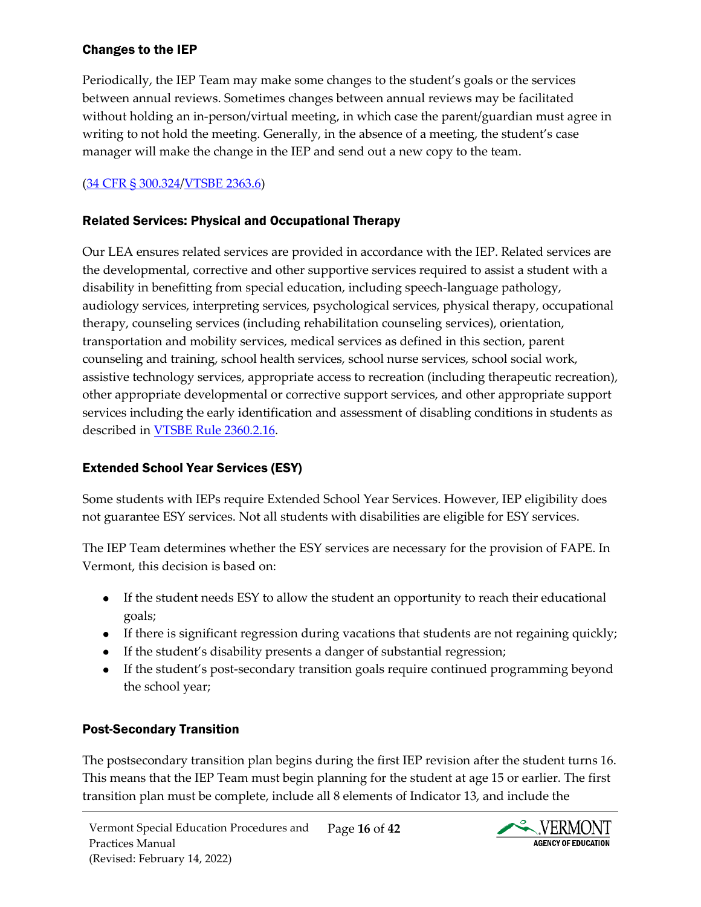### Changes to the IEP

Periodically, the IEP Team may make some changes to the student's goals or the services between annual reviews. Sometimes changes between annual reviews may be facilitated without holding an in-person/virtual meeting, in which case the parent/guardian must agree in writing to not hold the meeting. Generally, in the absence of a meeting, the student's case manager will make the change in the IEP and send out a new copy to the team.

([34 CFR § 300.324](#)/[VTSBE 2363.6](#))

### Related Services: Physical and Occupational Therapy

Our LEA ensures related services are provided in accordance with the IEP. Related services are the developmental, corrective and other supportive services required to assist a student with a disability in benefitting from special education, including speech-language pathology, audiology services, interpreting services, psychological services, physical therapy, occupational therapy, counseling services (including rehabilitation counseling services), orientation, transportation and mobility services, medical services as defined in this section, parent counseling and training, school health services, school nurse services, school social work, assistive technology services, appropriate access to recreation (including therapeutic recreation), other appropriate developmental or corrective support services, and other appropriate support services including the early identification and assessment of disabling conditions in students as described in [VTSBE Rule 2360.2.16](#).

### Extended School Year Services (ESY)

Some students with IEPs require Extended School Year Services. However, IEP eligibility does not guarantee ESY services. Not all students with disabilities are eligible for ESY services.

The IEP Team determines whether the ESY services are necessary for the provision of FAPE. In Vermont, this decision is based on:

- If the student needs ESY to allow the student an opportunity to reach their educational goals;
- If there is significant regression during vacations that students are not regaining quickly;
- If the student's disability presents a danger of substantial regression;
- If the student's post-secondary transition goals require continued programming beyond the school year;

### Post-Secondary Transition

The postsecondary transition plan begins during the first IEP revision after the student turns 16. This means that the IEP Team must begin planning for the student at age 15 or earlier. The first transition plan must be complete, include all 8 elements of Indicator 13, and include the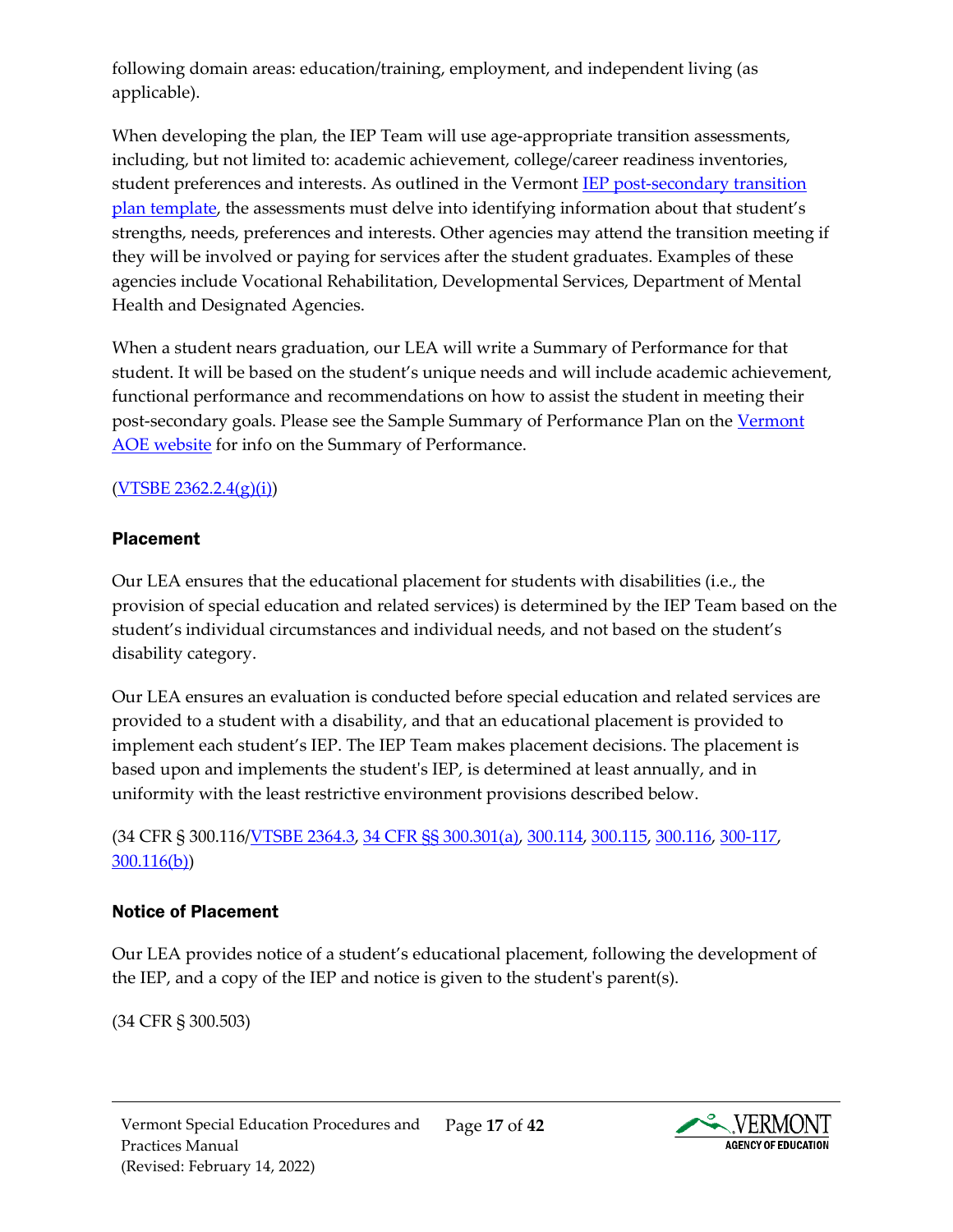following domain areas: education/training, employment, and independent living (as applicable).

When developing the plan, the IEP Team will use age-appropriate transition assessments, including, but not limited to: academic achievement, college/career readiness inventories, student preferences and interests. As outlined in the Vermont IEP post-secondary transition plan template, the assessments must delve into identifying information about that student's strengths, needs, preferences and interests. Other agencies may attend the transition meeting if they will be involved or paying for services after the student graduates. Examples of these agencies include Vocational Rehabilitation, Developmental Services, Department of Mental Health and Designated Agencies.

When a student nears graduation, our LEA will write a Summary of Performance for that student. It will be based on the student's unique needs and will include academic achievement, functional performance and recommendations on how to assist the student in meeting their post-secondary goals. Please see the Sample Summary of Performance Plan on the Vermont AOE website for info on the Summary of Performance.

(VTSBE 2362.2.4(g)(i))

### Placement

Our LEA ensures that the educational placement for students with disabilities (i.e., the provision of special education and related services) is determined by the IEP Team based on the student's individual circumstances and individual needs, and not based on the student's disability category.

Our LEA ensures an evaluation is conducted before special education and related services are provided to a student with a disability, and that an educational placement is provided to implement each student's IEP. The IEP Team makes placement decisions. The placement is based upon and implements the student's IEP, is determined at least annually, and in uniformity with the least restrictive environment provisions described below.

(34 CFR § 300.116/VTSBE 2364.3, 34 CFR §§ 300.301(a), 300.114, 300.115, 300.116, 300-117, 300.116(b))

### Notice of Placement

Our LEA provides notice of a student's educational placement, following the development of the IEP, and a copy of the IEP and notice is given to the student's parent(s).

(34 CFR § 300.503)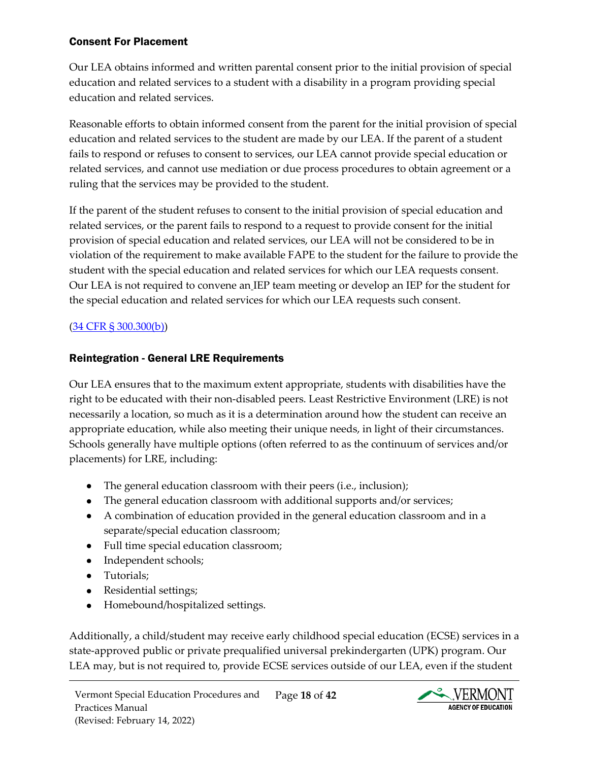### Consent For Placement

Our LEA obtains informed and written parental consent prior to the initial provision of special education and related services to a student with a disability in a program providing special education and related services.

Reasonable efforts to obtain informed consent from the parent for the initial provision of special education and related services to the student are made by our LEA. If the parent of a student fails to respond or refuses to consent to services, our LEA cannot provide special education or related services, and cannot use mediation or due process procedures to obtain agreement or a ruling that the services may be provided to the student.

If the parent of the student refuses to consent to the initial provision of special education and related services, or the parent fails to respond to a request to provide consent for the initial provision of special education and related services, our LEA will not be considered to be in violation of the requirement to make available FAPE to the student for the failure to provide the student with the special education and related services for which our LEA requests consent. Our LEA is not required to convene an IEP team meeting or develop an IEP for the student for the special education and related services for which our LEA requests such consent.

(34 CFR § 300.300(b))

### Reintegration - General LRE Requirements

Our LEA ensures that to the maximum extent appropriate, students with disabilities have the right to be educated with their non-disabled peers. Least Restrictive Environment (LRE) is not necessarily a location, so much as it is a determination around how the student can receive an appropriate education, while also meeting their unique needs, in light of their circumstances. Schools generally have multiple options (often referred to as the continuum of services and/or placements) for LRE, including:

- The general education classroom with their peers (i.e., inclusion);
- The general education classroom with additional supports and/or services;
- A combination of education provided in the general education classroom and in a separate/special education classroom;
- Full time special education classroom;
- Independent schools;
- Tutorials;
- Residential settings;
- Homebound/hospitalized settings.

Additionally, a child/student may receive early childhood special education (ECSE) services in a state-approved public or private prequalified universal prekindergarten (UPK) program. Our LEA may, but is not required to, provide ECSE services outside of our LEA, even if the student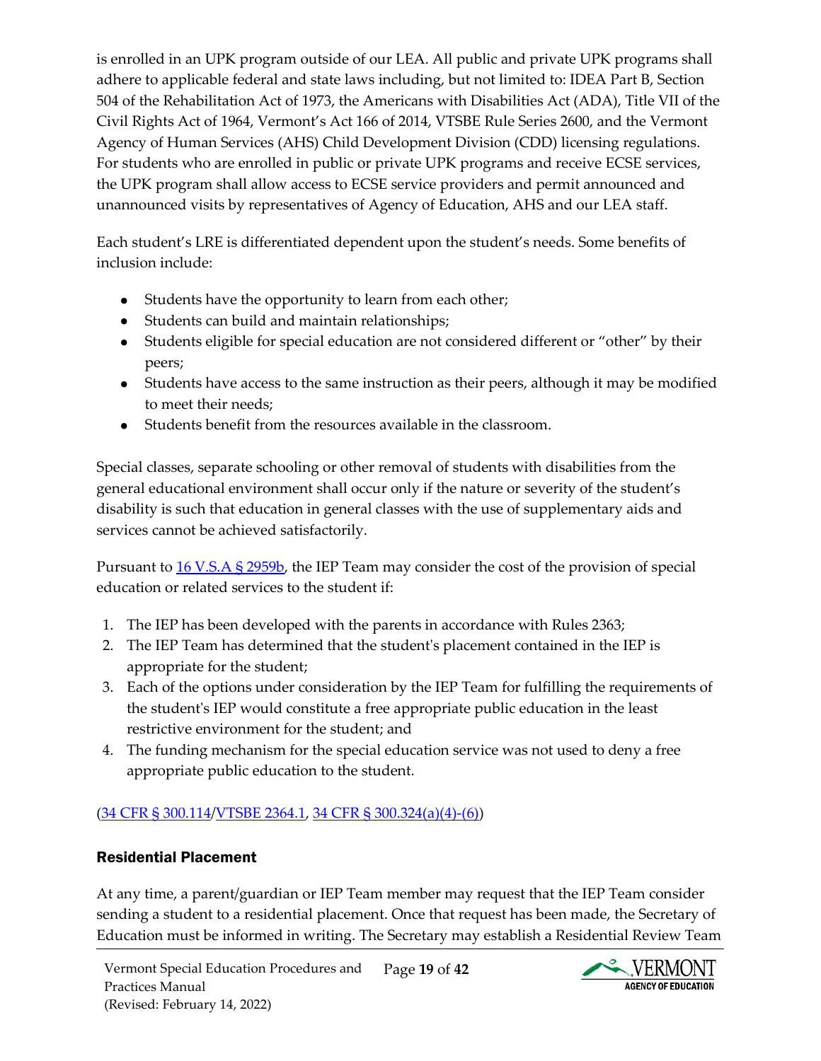is enrolled in an UPK program outside of our LEA. All public and private UPK programs shall adhere to applicable federal and state laws including, but not limited to: IDEA Part B, Section 504 of the Rehabilitation Act of 1973, the Americans with Disabilities Act (ADA), Title VII of the Civil Rights Act of 1964, Vermont's Act 166 of 2014, VTSBE Rule Series 2600, and the Vermont Agency of Human Services (AHS) Child Development Division (CDD) licensing regulations. For students who are enrolled in public or private UPK programs and receive ECSE services, the UPK program shall allow access to ECSE service providers and permit announced and unannounced visits by representatives of Agency of Education, AHS and our LEA staff.

Each student's LRE is differentiated dependent upon the student's needs. Some benefits of inclusion include:

- Students have the opportunity to learn from each other;
- Students can build and maintain relationships;
- Students eligible for special education are not considered different or "other" by their peers;
- Students have access to the same instruction as their peers, although it may be modified to meet their needs;
- Students benefit from the resources available in the classroom.

Special classes, separate schooling or other removal of students with disabilities from the general educational environment shall occur only if the nature or severity of the student's disability is such that education in general classes with the use of supplementary aids and services cannot be achieved satisfactorily.

Pursuant to [16 V.S.A § 2959b](), the IEP Team may consider the cost of the provision of special education or related services to the student if:

1. The IEP has been developed with the parents in accordance with Rules 2363;
2. The IEP Team has determined that the student's placement contained in the IEP is appropriate for the student;
3. Each of the options under consideration by the IEP Team for fulfilling the requirements of the student's IEP would constitute a free appropriate public education in the least restrictive environment for the student; and
4. The funding mechanism for the special education service was not used to deny a free appropriate public education to the student.

([34 CFR § 300.114]()/[VTSBE 2364.1](), [34 CFR § 300.324(a)(4)-(6)]())

## Residential Placement

At any time, a parent/guardian or IEP Team member may request that the IEP Team consider sending a student to a residential placement. Once that request has been made, the Secretary of Education must be informed in writing. The Secretary may establish a Residential Review Team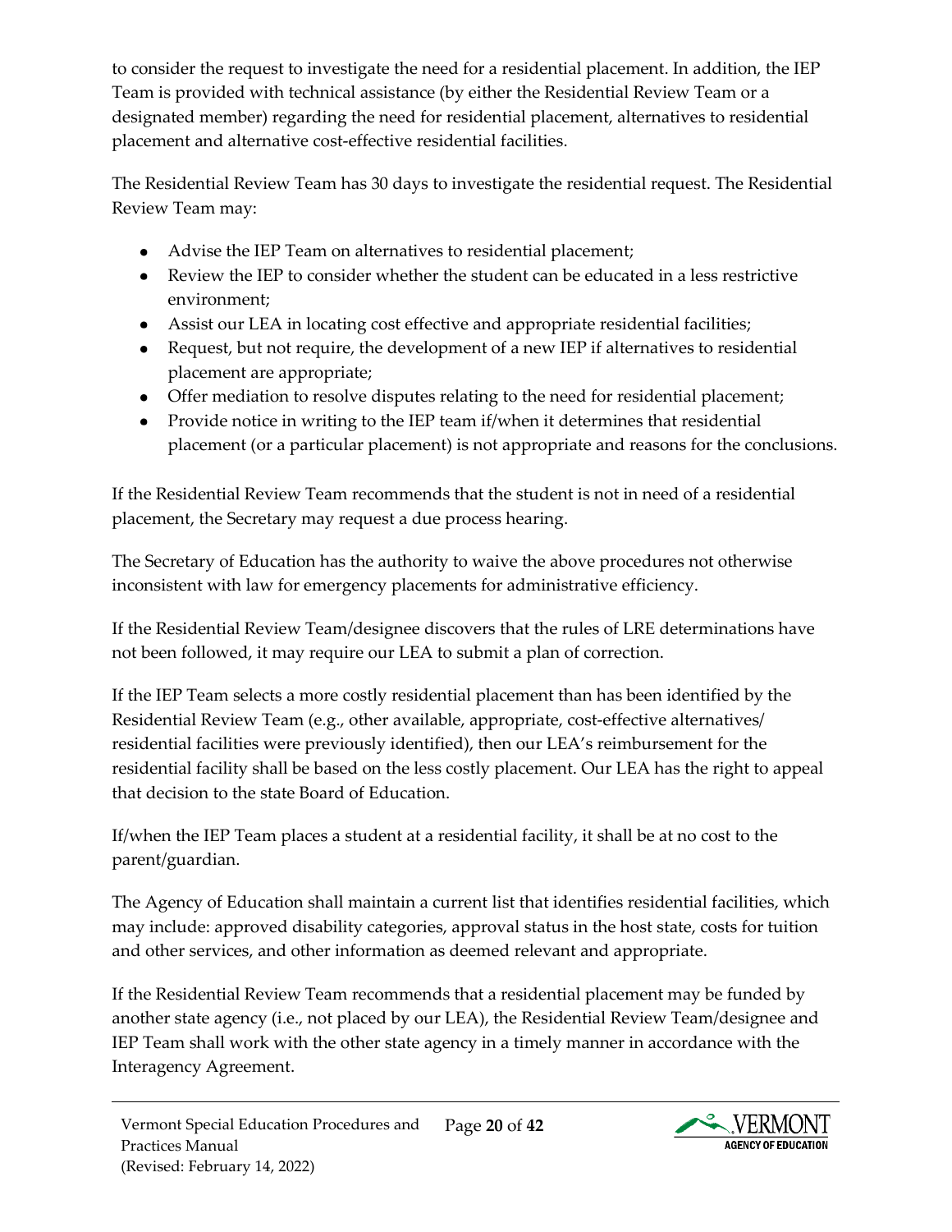to consider the request to investigate the need for a residential placement. In addition, the IEP Team is provided with technical assistance (by either the Residential Review Team or a designated member) regarding the need for residential placement, alternatives to residential placement and alternative cost-effective residential facilities.

The Residential Review Team has 30 days to investigate the residential request. The Residential Review Team may:

- Advise the IEP Team on alternatives to residential placement;
- Review the IEP to consider whether the student can be educated in a less restrictive environment;
- Assist our LEA in locating cost effective and appropriate residential facilities;
- Request, but not require, the development of a new IEP if alternatives to residential placement are appropriate;
- Offer mediation to resolve disputes relating to the need for residential placement;
- Provide notice in writing to the IEP team if/when it determines that residential placement (or a particular placement) is not appropriate and reasons for the conclusions.

If the Residential Review Team recommends that the student is not in need of a residential placement, the Secretary may request a due process hearing.

The Secretary of Education has the authority to waive the above procedures not otherwise inconsistent with law for emergency placements for administrative efficiency.

If the Residential Review Team/designee discovers that the rules of LRE determinations have not been followed, it may require our LEA to submit a plan of correction.

If the IEP Team selects a more costly residential placement than has been identified by the Residential Review Team (e.g., other available, appropriate, cost-effective alternatives/ residential facilities were previously identified), then our LEA's reimbursement for the residential facility shall be based on the less costly placement. Our LEA has the right to appeal that decision to the state Board of Education.

If/when the IEP Team places a student at a residential facility, it shall be at no cost to the parent/guardian.

The Agency of Education shall maintain a current list that identifies residential facilities, which may include: approved disability categories, approval status in the host state, costs for tuition and other services, and other information as deemed relevant and appropriate.

If the Residential Review Team recommends that a residential placement may be funded by another state agency (i.e., not placed by our LEA), the Residential Review Team/designee and IEP Team shall work with the other state agency in a timely manner in accordance with the Interagency Agreement.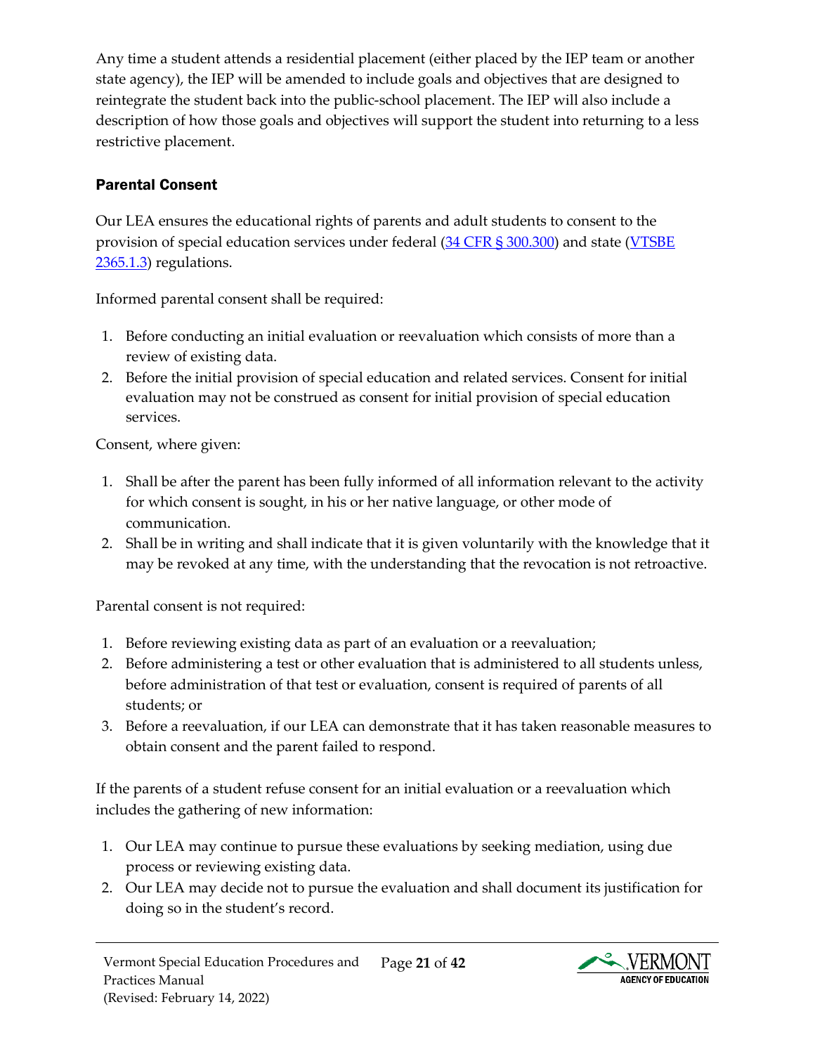Any time a student attends a residential placement (either placed by the IEP team or another state agency), the IEP will be amended to include goals and objectives that are designed to reintegrate the student back into the public-school placement. The IEP will also include a description of how those goals and objectives will support the student into returning to a less restrictive placement.

### Parental Consent

Our LEA ensures the educational rights of parents and adult students to consent to the provision of special education services under federal (34 CFR § 300.300) and state (VTSBE 2365.1.3) regulations.

Informed parental consent shall be required:

1. Before conducting an initial evaluation or reevaluation which consists of more than a review of existing data.
2. Before the initial provision of special education and related services. Consent for initial evaluation may not be construed as consent for initial provision of special education services.

Consent, where given:

1. Shall be after the parent has been fully informed of all information relevant to the activity for which consent is sought, in his or her native language, or other mode of communication.
2. Shall be in writing and shall indicate that it is given voluntarily with the knowledge that it may be revoked at any time, with the understanding that the revocation is not retroactive.

Parental consent is not required:

1. Before reviewing existing data as part of an evaluation or a reevaluation;
2. Before administering a test or other evaluation that is administered to all students unless, before administration of that test or evaluation, consent is required of parents of all students; or
3. Before a reevaluation, if our LEA can demonstrate that it has taken reasonable measures to obtain consent and the parent failed to respond.

If the parents of a student refuse consent for an initial evaluation or a reevaluation which includes the gathering of new information:

1. Our LEA may continue to pursue these evaluations by seeking mediation, using due process or reviewing existing data.
2. Our LEA may decide not to pursue the evaluation and shall document its justification for doing so in the student's record.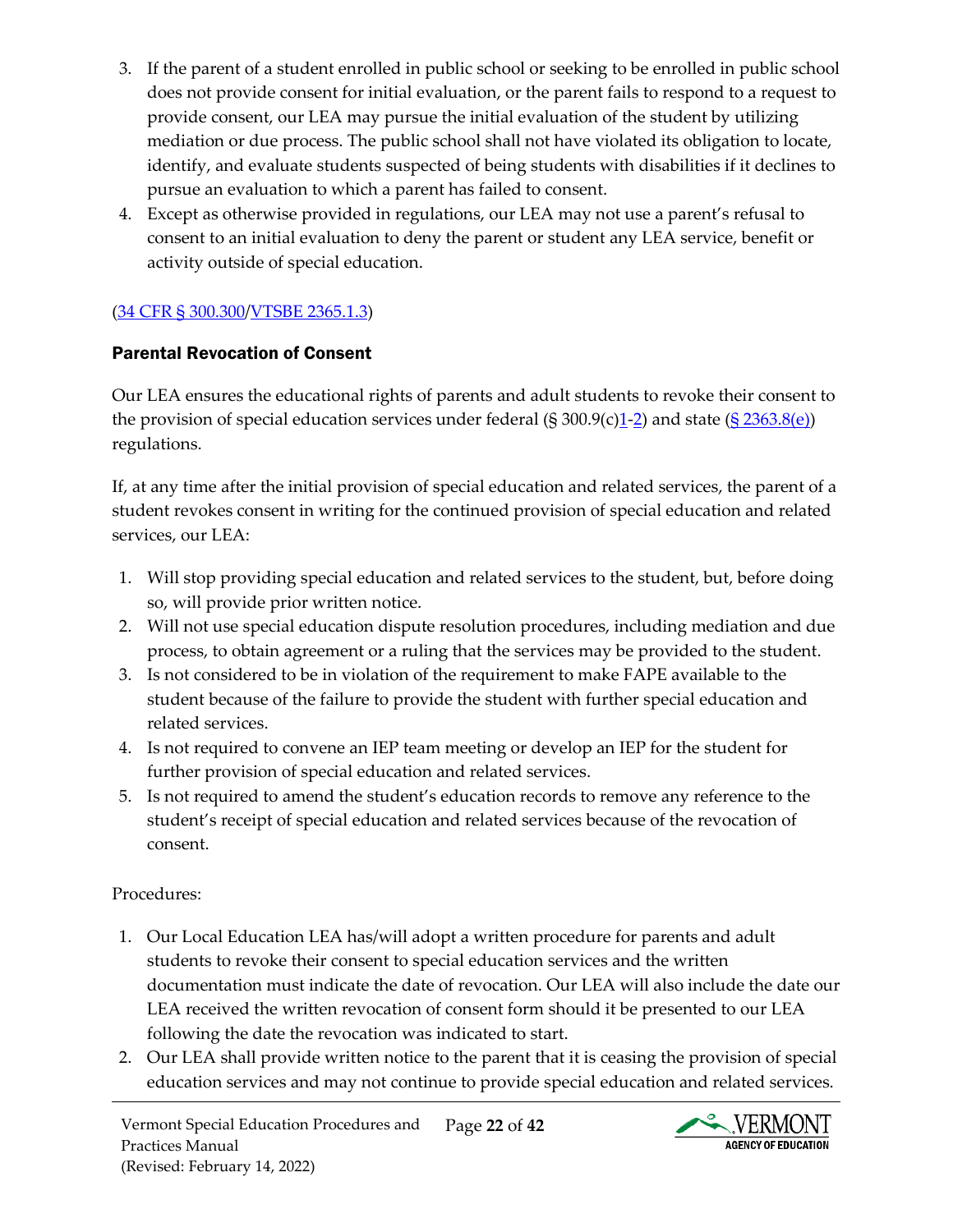3. If the parent of a student enrolled in public school or seeking to be enrolled in public school does not provide consent for initial evaluation, or the parent fails to respond to a request to provide consent, our LEA may pursue the initial evaluation of the student by utilizing mediation or due process. The public school shall not have violated its obligation to locate, identify, and evaluate students suspected of being students with disabilities if it declines to pursue an evaluation to which a parent has failed to consent.
4. Except as otherwise provided in regulations, our LEA may not use a parent's refusal to consent to an initial evaluation to deny the parent or student any LEA service, benefit or activity outside of special education.

(34 CFR § 300.300/VTSBE 2365.1.3)

### Parental Revocation of Consent

Our LEA ensures the educational rights of parents and adult students to revoke their consent to the provision of special education services under federal (§ 300.9(c)1-2) and state (§ 2363.8(e)) regulations.

If, at any time after the initial provision of special education and related services, the parent of a student revokes consent in writing for the continued provision of special education and related services, our LEA:

1. Will stop providing special education and related services to the student, but, before doing so, will provide prior written notice.
2. Will not use special education dispute resolution procedures, including mediation and due process, to obtain agreement or a ruling that the services may be provided to the student.
3. Is not considered to be in violation of the requirement to make FAPE available to the student because of the failure to provide the student with further special education and related services.
4. Is not required to convene an IEP team meeting or develop an IEP for the student for further provision of special education and related services.
5. Is not required to amend the student's education records to remove any reference to the student's receipt of special education and related services because of the revocation of consent.

Procedures:

1. Our Local Education LEA has/will adopt a written procedure for parents and adult students to revoke their consent to special education services and the written documentation must indicate the date of revocation. Our LEA will also include the date our LEA received the written revocation of consent form should it be presented to our LEA following the date the revocation was indicated to start.
2. Our LEA shall provide written notice to the parent that it is ceasing the provision of special education services and may not continue to provide special education and related services.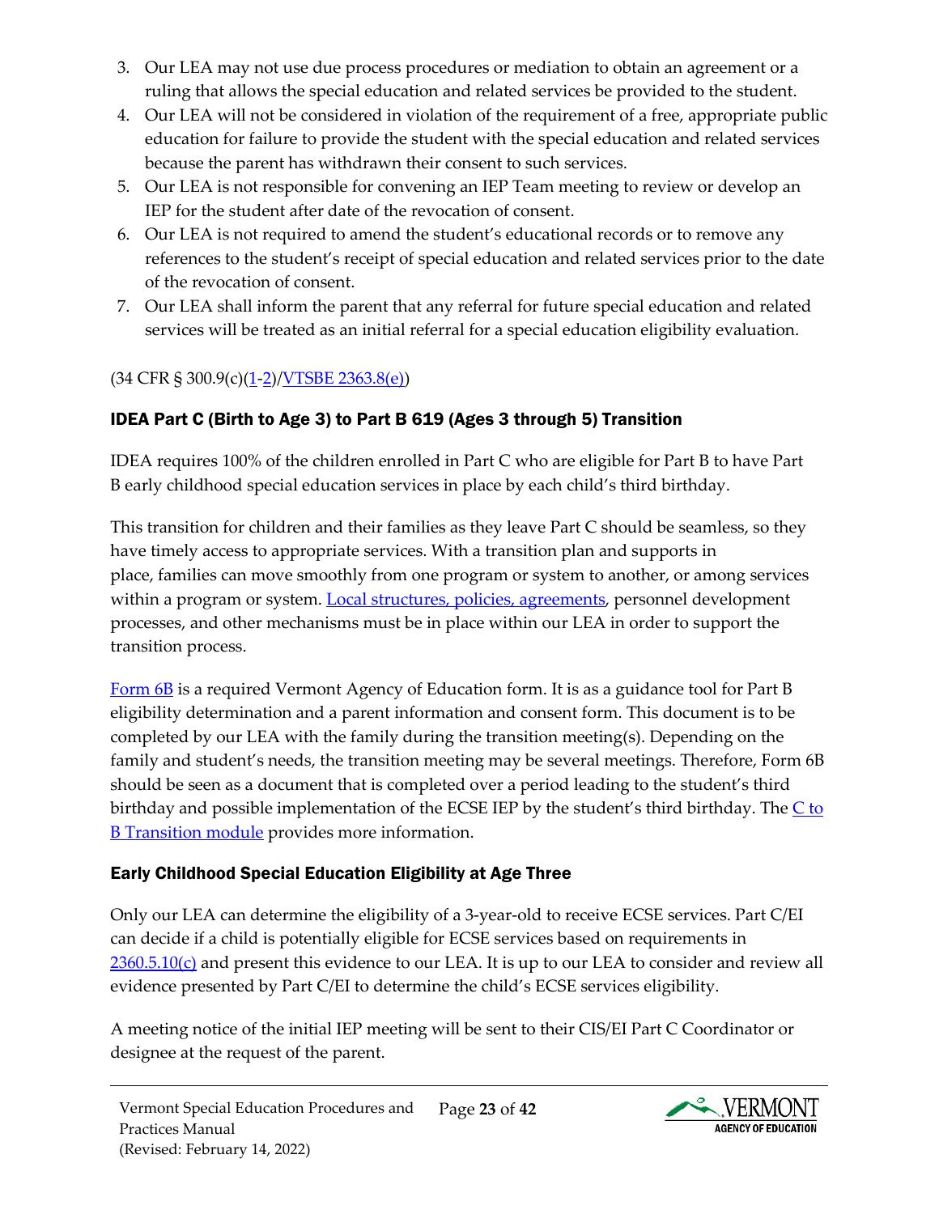3. Our LEA may not use due process procedures or mediation to obtain an agreement or a ruling that allows the special education and related services be provided to the student.
4. Our LEA will not be considered in violation of the requirement of a free, appropriate public education for failure to provide the student with the special education and related services because the parent has withdrawn their consent to such services.
5. Our LEA is not responsible for convening an IEP Team meeting to review or develop an IEP for the student after date of the revocation of consent.
6. Our LEA is not required to amend the student's educational records or to remove any references to the student's receipt of special education and related services prior to the date of the revocation of consent.
7. Our LEA shall inform the parent that any referral for future special education and related services will be treated as an initial referral for a special education eligibility evaluation.

(34 CFR § 300.9(c)(1-2)/VTSBE 2363.8(e))

### IDEA Part C (Birth to Age 3) to Part B 619 (Ages 3 through 5) Transition

IDEA requires 100% of the children enrolled in Part C who are eligible for Part B to have Part B early childhood special education services in place by each child's third birthday.

This transition for children and their families as they leave Part C should be seamless, so they have timely access to appropriate services. With a transition plan and supports in place, families can move smoothly from one program or system to another, or among services within a program or system. Local structures, policies, agreements, personnel development processes, and other mechanisms must be in place within our LEA in order to support the transition process.

Form 6B is a required Vermont Agency of Education form. It is as a guidance tool for Part B eligibility determination and a parent information and consent form. This document is to be completed by our LEA with the family during the transition meeting(s). Depending on the family and student's needs, the transition meeting may be several meetings. Therefore, Form 6B should be seen as a document that is completed over a period leading to the student's third birthday and possible implementation of the ECSE IEP by the student's third birthday. The C to B Transition module provides more information.

### Early Childhood Special Education Eligibility at Age Three

Only our LEA can determine the eligibility of a 3-year-old to receive ECSE services. Part C/EI can decide if a child is potentially eligible for ECSE services based on requirements in 2360.5.10(c) and present this evidence to our LEA. It is up to our LEA to consider and review all evidence presented by Part C/EI to determine the child's ECSE services eligibility.

A meeting notice of the initial IEP meeting will be sent to their CIS/EI Part C Coordinator or designee at the request of the parent.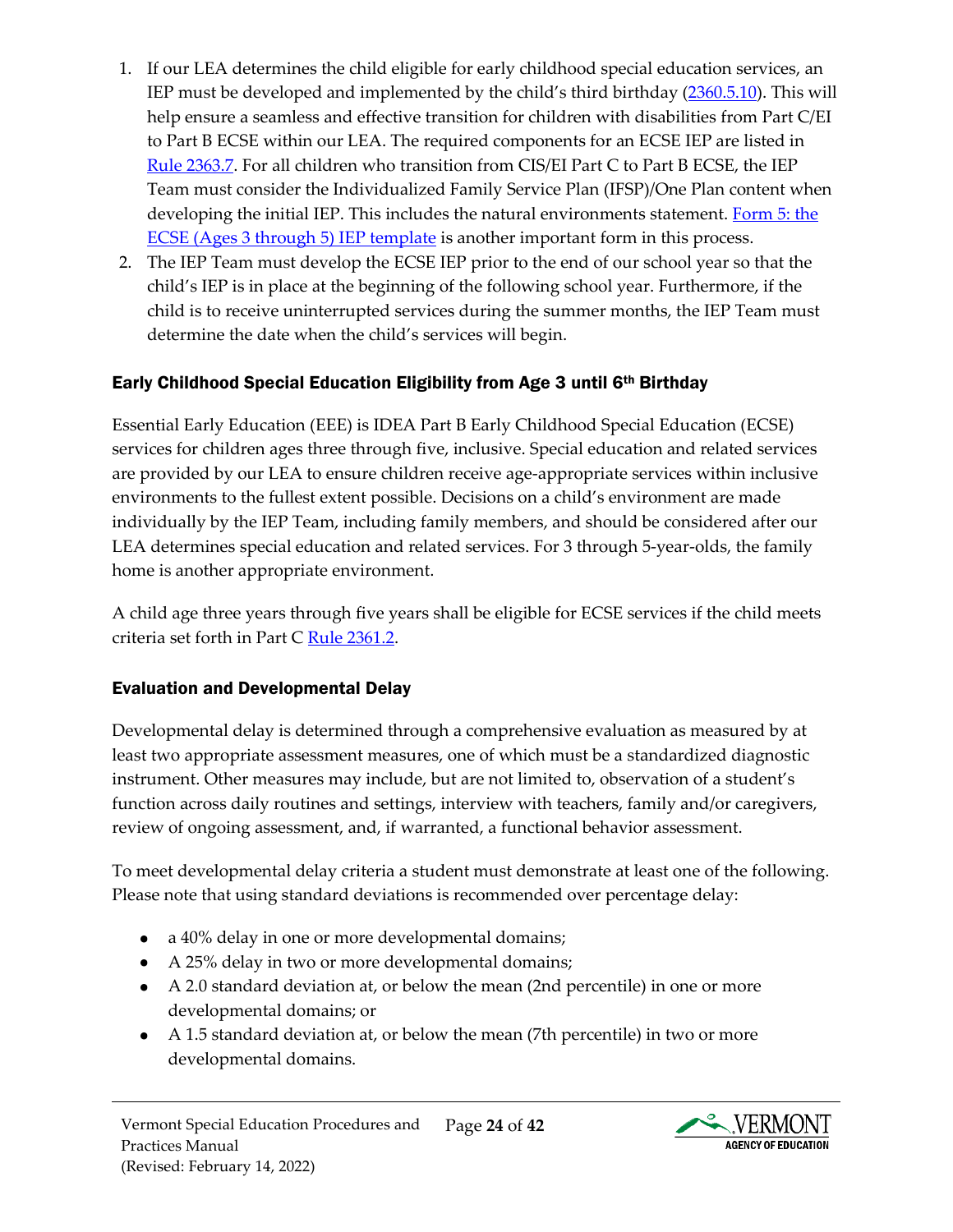1. If our LEA determines the child eligible for early childhood special education services, an IEP must be developed and implemented by the child's third birthday (2360.5.10). This will help ensure a seamless and effective transition for children with disabilities from Part C/EI to Part B ECSE within our LEA. The required components for an ECSE IEP are listed in Rule 2363.7. For all children who transition from CIS/EI Part C to Part B ECSE, the IEP Team must consider the Individualized Family Service Plan (IFSP)/One Plan content when developing the initial IEP. This includes the natural environments statement. Form 5: the ECSE (Ages 3 through 5) IEP template is another important form in this process.
2. The IEP Team must develop the ECSE IEP prior to the end of our school year so that the child's IEP is in place at the beginning of the following school year. Furthermore, if the child is to receive uninterrupted services during the summer months, the IEP Team must determine the date when the child's services will begin.

### Early Childhood Special Education Eligibility from Age 3 until 6th Birthday

Essential Early Education (EEE) is IDEA Part B Early Childhood Special Education (ECSE) services for children ages three through five, inclusive. Special education and related services are provided by our LEA to ensure children receive age-appropriate services within inclusive environments to the fullest extent possible. Decisions on a child's environment are made individually by the IEP Team, including family members, and should be considered after our LEA determines special education and related services. For 3 through 5-year-olds, the family home is another appropriate environment.

A child age three years through five years shall be eligible for ECSE services if the child meets criteria set forth in Part C Rule 2361.2.

### Evaluation and Developmental Delay

Developmental delay is determined through a comprehensive evaluation as measured by at least two appropriate assessment measures, one of which must be a standardized diagnostic instrument. Other measures may include, but are not limited to, observation of a student's function across daily routines and settings, interview with teachers, family and/or caregivers, review of ongoing assessment, and, if warranted, a functional behavior assessment.

To meet developmental delay criteria a student must demonstrate at least one of the following. Please note that using standard deviations is recommended over percentage delay:

- a 40% delay in one or more developmental domains;
- A 25% delay in two or more developmental domains;
- A 2.0 standard deviation at, or below the mean (2nd percentile) in one or more developmental domains; or
- A 1.5 standard deviation at, or below the mean (7th percentile) in two or more developmental domains.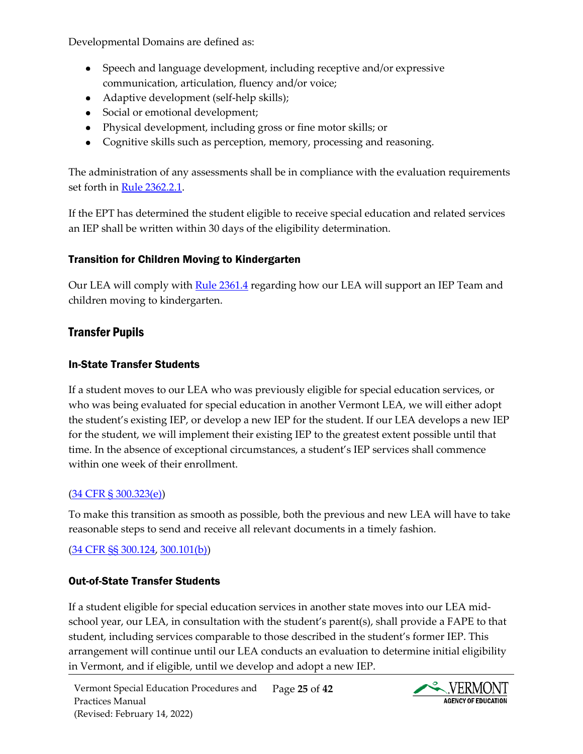Developmental Domains are defined as:

- Speech and language development, including receptive and/or expressive communication, articulation, fluency and/or voice;
- Adaptive development (self-help skills);
- Social or emotional development;
- Physical development, including gross or fine motor skills; or
- Cognitive skills such as perception, memory, processing and reasoning.

The administration of any assessments shall be in compliance with the evaluation requirements set forth in [Rule 2362.2.1](#).

If the EPT has determined the student eligible to receive special education and related services an IEP shall be written within 30 days of the eligibility determination.

### Transition for Children Moving to Kindergarten

Our LEA will comply with [Rule 2361.4](#) regarding how our LEA will support an IEP Team and children moving to kindergarten.

## Transfer Pupils

### In-State Transfer Students

If a student moves to our LEA who was previously eligible for special education services, or who was being evaluated for special education in another Vermont LEA, we will either adopt the student's existing IEP, or develop a new IEP for the student. If our LEA develops a new IEP for the student, we will implement their existing IEP to the greatest extent possible until that time. In the absence of exceptional circumstances, a student's IEP services shall commence within one week of their enrollment.

([34 CFR § 300.323(e)](#))

To make this transition as smooth as possible, both the previous and new LEA will have to take reasonable steps to send and receive all relevant documents in a timely fashion.

([34 CFR §§ 300.124](#), [300.101(b)](#))

### Out-of-State Transfer Students

If a student eligible for special education services in another state moves into our LEA mid-school year, our LEA, in consultation with the student's parent(s), shall provide a FAPE to that student, including services comparable to those described in the student's former IEP. This arrangement will continue until our LEA conducts an evaluation to determine initial eligibility in Vermont, and if eligible, until we develop and adopt a new IEP.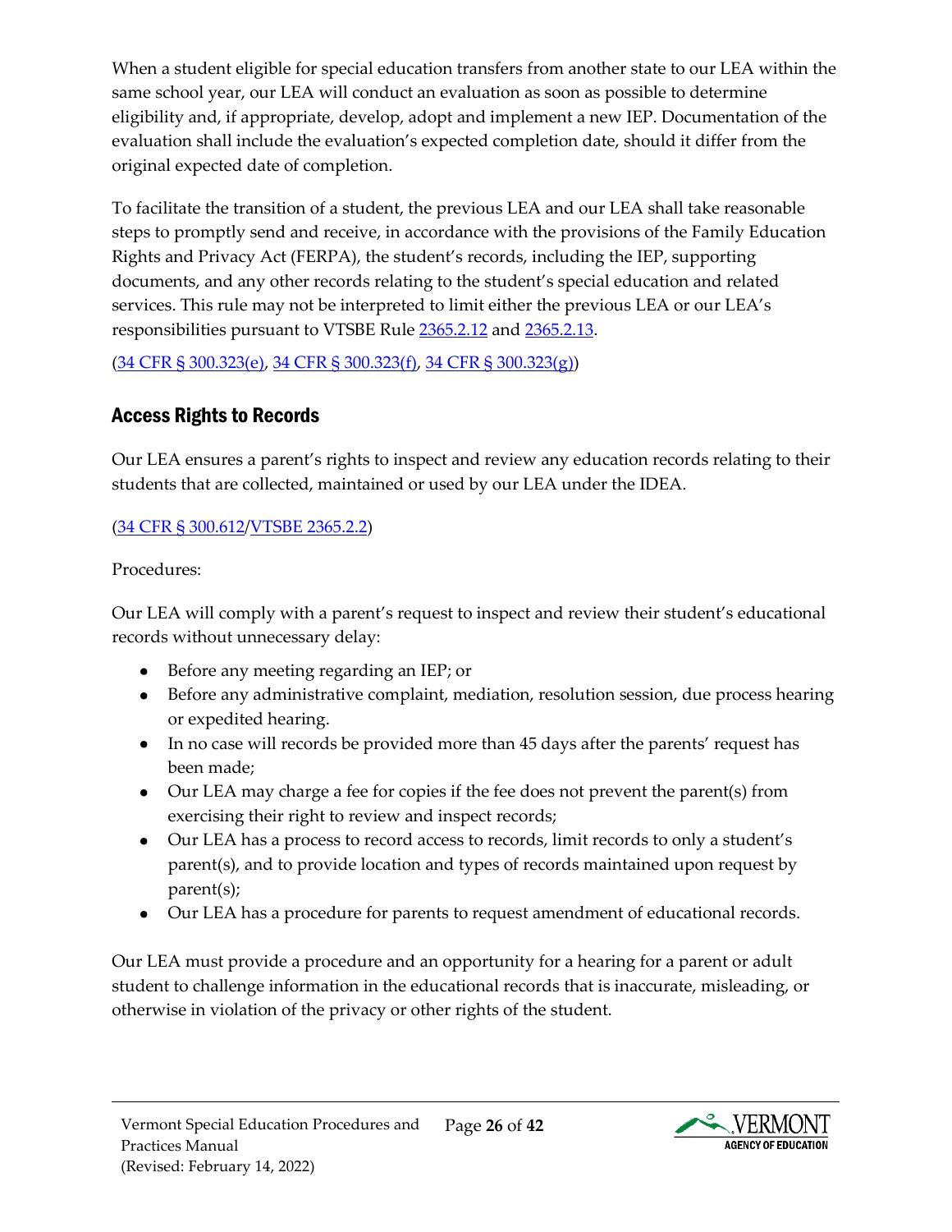When a student eligible for special education transfers from another state to our LEA within the same school year, our LEA will conduct an evaluation as soon as possible to determine eligibility and, if appropriate, develop, adopt and implement a new IEP. Documentation of the evaluation shall include the evaluation's expected completion date, should it differ from the original expected date of completion.

To facilitate the transition of a student, the previous LEA and our LEA shall take reasonable steps to promptly send and receive, in accordance with the provisions of the Family Education Rights and Privacy Act (FERPA), the student's records, including the IEP, supporting documents, and any other records relating to the student's special education and related services. This rule may not be interpreted to limit either the previous LEA or our LEA's responsibilities pursuant to VTSBE Rule 2365.2.12 and 2365.2.13.

(34 CFR § 300.323(e), 34 CFR § 300.323(f), 34 CFR § 300.323(g))

## Access Rights to Records

Our LEA ensures a parent's rights to inspect and review any education records relating to their students that are collected, maintained or used by our LEA under the IDEA.

(34 CFR § 300.612/VTSBE 2365.2.2)

Procedures:

Our LEA will comply with a parent's request to inspect and review their student's educational records without unnecessary delay:

- Before any meeting regarding an IEP; or
- Before any administrative complaint, mediation, resolution session, due process hearing or expedited hearing.
- In no case will records be provided more than 45 days after the parents' request has been made;
- Our LEA may charge a fee for copies if the fee does not prevent the parent(s) from exercising their right to review and inspect records;
- Our LEA has a process to record access to records, limit records to only a student's parent(s), and to provide location and types of records maintained upon request by parent(s);
- Our LEA has a procedure for parents to request amendment of educational records.

Our LEA must provide a procedure and an opportunity for a hearing for a parent or adult student to challenge information in the educational records that is inaccurate, misleading, or otherwise in violation of the privacy or other rights of the student.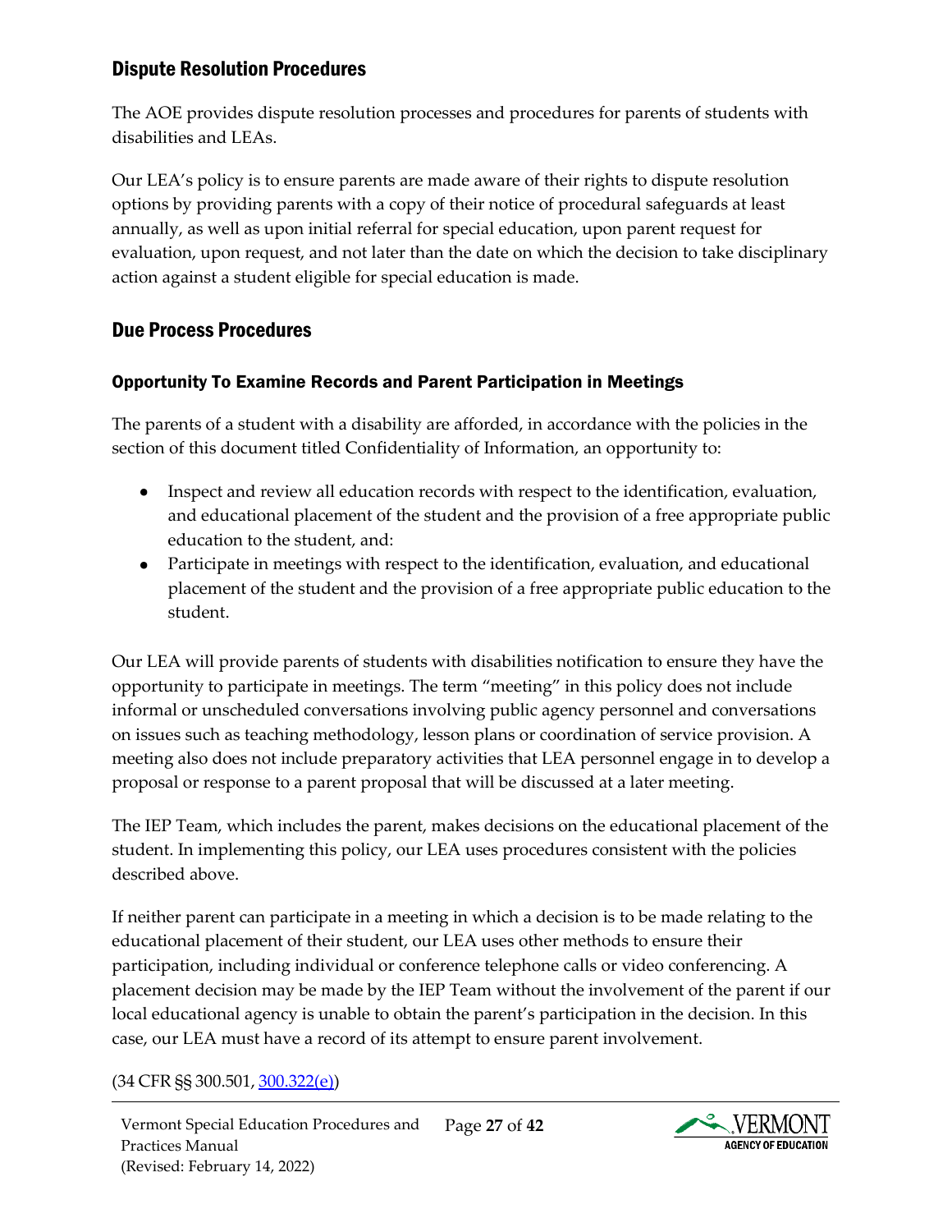## Dispute Resolution Procedures

The AOE provides dispute resolution processes and procedures for parents of students with disabilities and LEAs.

Our LEA's policy is to ensure parents are made aware of their rights to dispute resolution options by providing parents with a copy of their notice of procedural safeguards at least annually, as well as upon initial referral for special education, upon parent request for evaluation, upon request, and not later than the date on which the decision to take disciplinary action against a student eligible for special education is made.

## Due Process Procedures

### Opportunity To Examine Records and Parent Participation in Meetings

The parents of a student with a disability are afforded, in accordance with the policies in the section of this document titled Confidentiality of Information, an opportunity to:

- Inspect and review all education records with respect to the identification, evaluation, and educational placement of the student and the provision of a free appropriate public education to the student, and:
- Participate in meetings with respect to the identification, evaluation, and educational placement of the student and the provision of a free appropriate public education to the student.

Our LEA will provide parents of students with disabilities notification to ensure they have the opportunity to participate in meetings. The term "meeting" in this policy does not include informal or unscheduled conversations involving public agency personnel and conversations on issues such as teaching methodology, lesson plans or coordination of service provision. A meeting also does not include preparatory activities that LEA personnel engage in to develop a proposal or response to a parent proposal that will be discussed at a later meeting.

The IEP Team, which includes the parent, makes decisions on the educational placement of the student. In implementing this policy, our LEA uses procedures consistent with the policies described above.

If neither parent can participate in a meeting in which a decision is to be made relating to the educational placement of their student, our LEA uses other methods to ensure their participation, including individual or conference telephone calls or video conferencing. A placement decision may be made by the IEP Team without the involvement of the parent if our local educational agency is unable to obtain the parent's participation in the decision. In this case, our LEA must have a record of its attempt to ensure parent involvement.

(34 CFR §§ 300.501, 300.322(e))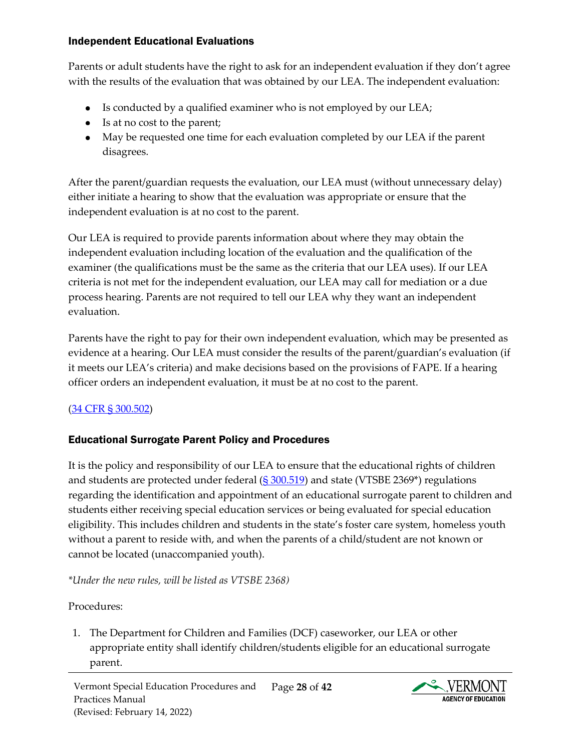### Independent Educational Evaluations

Parents or adult students have the right to ask for an independent evaluation if they don't agree with the results of the evaluation that was obtained by our LEA. The independent evaluation:

- Is conducted by a qualified examiner who is not employed by our LEA;
- Is at no cost to the parent;
- May be requested one time for each evaluation completed by our LEA if the parent disagrees.

After the parent/guardian requests the evaluation, our LEA must (without unnecessary delay) either initiate a hearing to show that the evaluation was appropriate or ensure that the independent evaluation is at no cost to the parent.

Our LEA is required to provide parents information about where they may obtain the independent evaluation including location of the evaluation and the qualification of the examiner (the qualifications must be the same as the criteria that our LEA uses). If our LEA criteria is not met for the independent evaluation, our LEA may call for mediation or a due process hearing. Parents are not required to tell our LEA why they want an independent evaluation.

Parents have the right to pay for their own independent evaluation, which may be presented as evidence at a hearing. Our LEA must consider the results of the parent/guardian's evaluation (if it meets our LEA's criteria) and make decisions based on the provisions of FAPE. If a hearing officer orders an independent evaluation, it must be at no cost to the parent.

(34 CFR § 300.502)

### Educational Surrogate Parent Policy and Procedures

It is the policy and responsibility of our LEA to ensure that the educational rights of children and students are protected under federal (§ 300.519) and state (VTSBE 2369*) regulations regarding the identification and appointment of an educational surrogate parent to children and students either receiving special education services or being evaluated for special education eligibility. This includes children and students in the state's foster care system, homeless youth without a parent to reside with, and when the parents of a child/student are not known or cannot be located (unaccompanied youth).

*\*Under the new rules, will be listed as VTSBE 2368)*

Procedures:

1. The Department for Children and Families (DCF) caseworker, our LEA or other appropriate entity shall identify children/students eligible for an educational surrogate parent.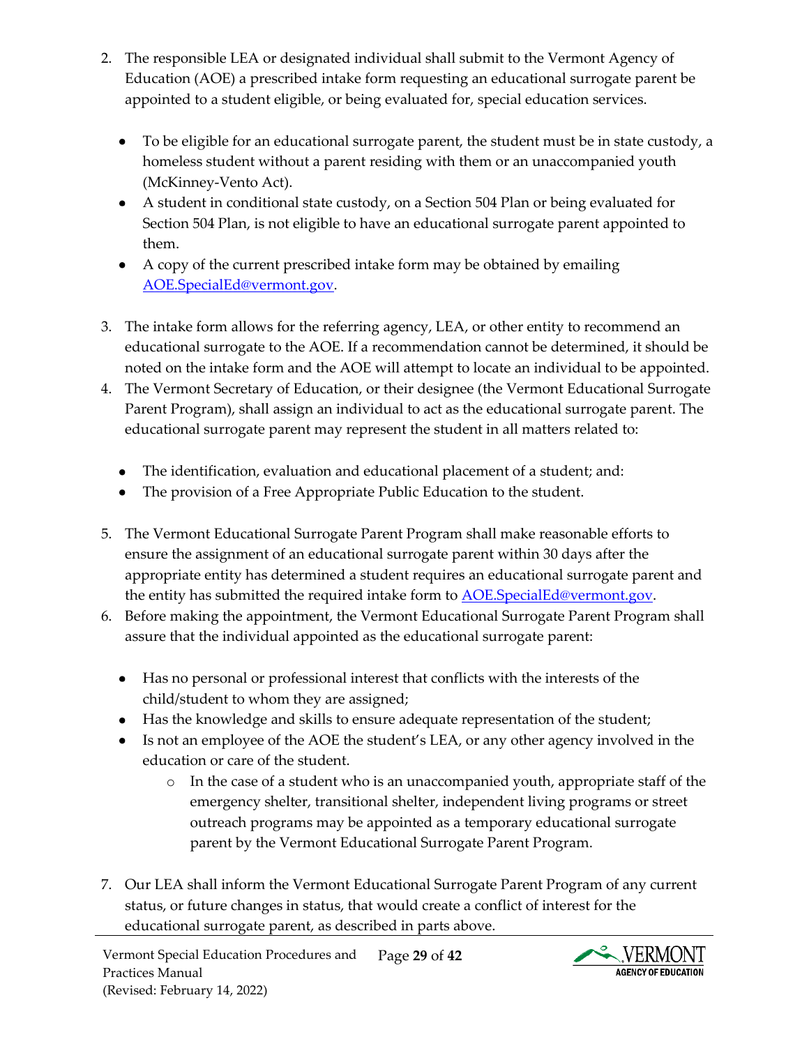2. The responsible LEA or designated individual shall submit to the Vermont Agency of Education (AOE) a prescribed intake form requesting an educational surrogate parent be appointed to a student eligible, or being evaluated for, special education services.

   - To be eligible for an educational surrogate parent, the student must be in state custody, a homeless student without a parent residing with them or an unaccompanied youth (McKinney-Vento Act).
   - A student in conditional state custody, on a Section 504 Plan or being evaluated for Section 504 Plan, is not eligible to have an educational surrogate parent appointed to them.
   - A copy of the current prescribed intake form may be obtained by emailing [AOE.SpecialEd@vermont.gov](mailto:AOE.SpecialEd@vermont.gov).

3. The intake form allows for the referring agency, LEA, or other entity to recommend an educational surrogate to the AOE. If a recommendation cannot be determined, it should be noted on the intake form and the AOE will attempt to locate an individual to be appointed.
4. The Vermont Secretary of Education, or their designee (the Vermont Educational Surrogate Parent Program), shall assign an individual to act as the educational surrogate parent. The educational surrogate parent may represent the student in all matters related to:

   - The identification, evaluation and educational placement of a student; and:
   - The provision of a Free Appropriate Public Education to the student.

5. The Vermont Educational Surrogate Parent Program shall make reasonable efforts to ensure the assignment of an educational surrogate parent within 30 days after the appropriate entity has determined a student requires an educational surrogate parent and the entity has submitted the required intake form to [AOE.SpecialEd@vermont.gov](mailto:AOE.SpecialEd@vermont.gov).
6. Before making the appointment, the Vermont Educational Surrogate Parent Program shall assure that the individual appointed as the educational surrogate parent:

   - Has no personal or professional interest that conflicts with the interests of the child/student to whom they are assigned;
   - Has the knowledge and skills to ensure adequate representation of the student;
   - Is not an employee of the AOE the student's LEA, or any other agency involved in the education or care of the student.
     - In the case of a student who is an unaccompanied youth, appropriate staff of the emergency shelter, transitional shelter, independent living programs or street outreach programs may be appointed as a temporary educational surrogate parent by the Vermont Educational Surrogate Parent Program.

7. Our LEA shall inform the Vermont Educational Surrogate Parent Program of any current status, or future changes in status, that would create a conflict of interest for the educational surrogate parent, as described in parts above.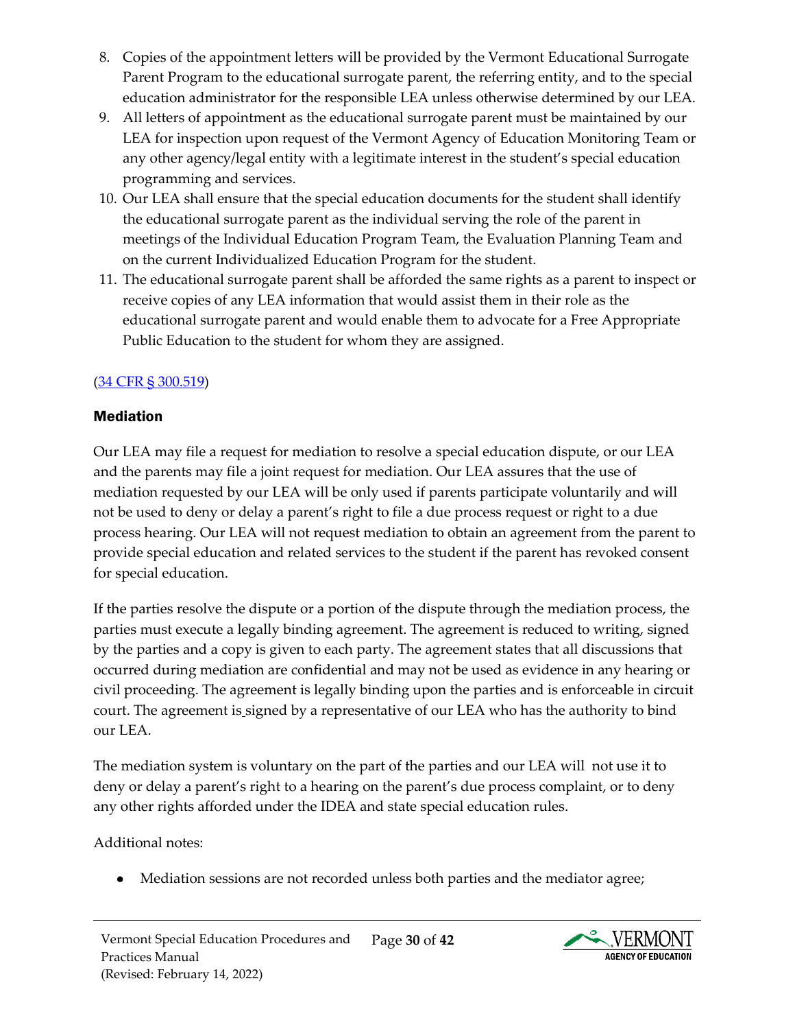8. Copies of the appointment letters will be provided by the Vermont Educational Surrogate Parent Program to the educational surrogate parent, the referring entity, and to the special education administrator for the responsible LEA unless otherwise determined by our LEA.
9. All letters of appointment as the educational surrogate parent must be maintained by our LEA for inspection upon request of the Vermont Agency of Education Monitoring Team or any other agency/legal entity with a legitimate interest in the student's special education programming and services.
10. Our LEA shall ensure that the special education documents for the student shall identify the educational surrogate parent as the individual serving the role of the parent in meetings of the Individual Education Program Team, the Evaluation Planning Team and on the current Individualized Education Program for the student.
11. The educational surrogate parent shall be afforded the same rights as a parent to inspect or receive copies of any LEA information that would assist them in their role as the educational surrogate parent and would enable them to advocate for a Free Appropriate Public Education to the student for whom they are assigned.

(34 CFR § 300.519)

### Mediation

Our LEA may file a request for mediation to resolve a special education dispute, or our LEA and the parents may file a joint request for mediation. Our LEA assures that the use of mediation requested by our LEA will be only used if parents participate voluntarily and will not be used to deny or delay a parent's right to file a due process request or right to a due process hearing. Our LEA will not request mediation to obtain an agreement from the parent to provide special education and related services to the student if the parent has revoked consent for special education.

If the parties resolve the dispute or a portion of the dispute through the mediation process, the parties must execute a legally binding agreement. The agreement is reduced to writing, signed by the parties and a copy is given to each party. The agreement states that all discussions that occurred during mediation are confidential and may not be used as evidence in any hearing or civil proceeding. The agreement is legally binding upon the parties and is enforceable in circuit court. The agreement is signed by a representative of our LEA who has the authority to bind our LEA.

The mediation system is voluntary on the part of the parties and our LEA will not use it to deny or delay a parent's right to a hearing on the parent's due process complaint, or to deny any other rights afforded under the IDEA and state special education rules.

Additional notes:

- Mediation sessions are not recorded unless both parties and the mediator agree;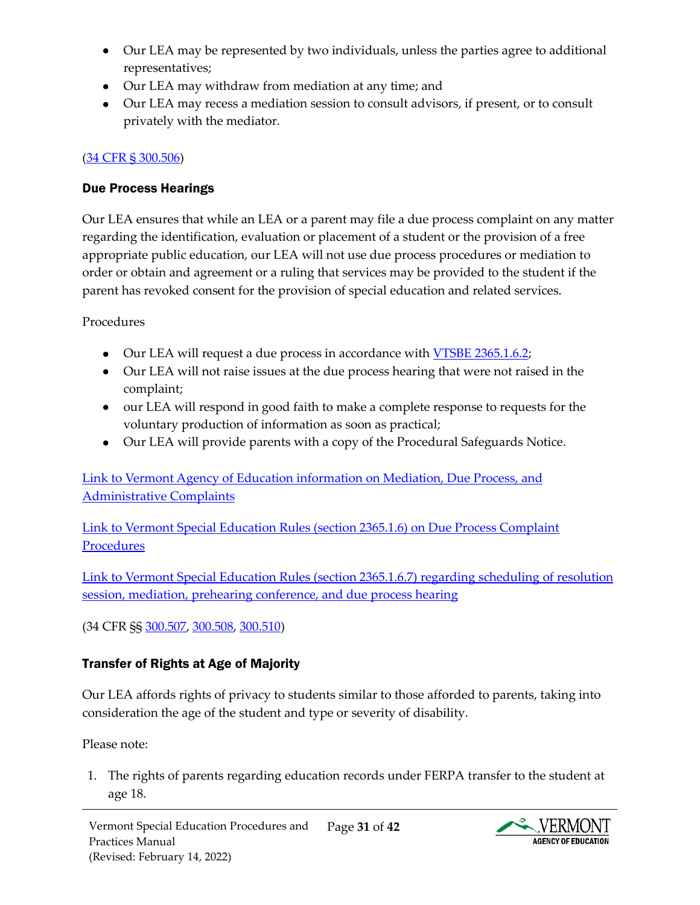- Our LEA may be represented by two individuals, unless the parties agree to additional representatives;
- Our LEA may withdraw from mediation at any time; and
- Our LEA may recess a mediation session to consult advisors, if present, or to consult privately with the mediator.

([34 CFR § 300.506](#))

### Due Process Hearings

Our LEA ensures that while an LEA or a parent may file a due process complaint on any matter regarding the identification, evaluation or placement of a student or the provision of a free appropriate public education, our LEA will not use due process procedures or mediation to order or obtain and agreement or a ruling that services may be provided to the student if the parent has revoked consent for the provision of special education and related services.

Procedures

- Our LEA will request a due process in accordance with [VTSBE 2365.1.6.2](#);
- Our LEA will not raise issues at the due process hearing that were not raised in the complaint;
- our LEA will respond in good faith to make a complete response to requests for the voluntary production of information as soon as practical;
- Our LEA will provide parents with a copy of the Procedural Safeguards Notice.

[Link to Vermont Agency of Education information on Mediation, Due Process, and Administrative Complaints](#)

[Link to Vermont Special Education Rules (section 2365.1.6) on Due Process Complaint Procedures](#)

[Link to Vermont Special Education Rules (section 2365.1.6.7) regarding scheduling of resolution session, mediation, prehearing conference, and due process hearing](#)

(34 CFR §§ [300.507](#), [300.508](#), [300.510](#))

### Transfer of Rights at Age of Majority

Our LEA affords rights of privacy to students similar to those afforded to parents, taking into consideration the age of the student and type or severity of disability.

Please note:

1. The rights of parents regarding education records under FERPA transfer to the student at age 18.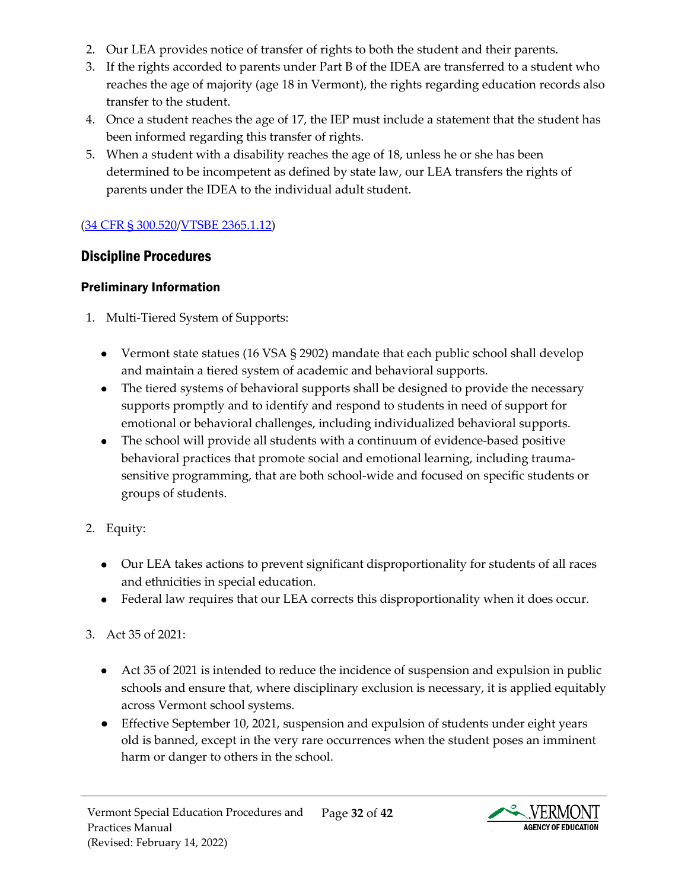2. Our LEA provides notice of transfer of rights to both the student and their parents.
3. If the rights accorded to parents under Part B of the IDEA are transferred to a student who reaches the age of majority (age 18 in Vermont), the rights regarding education records also transfer to the student.
4. Once a student reaches the age of 17, the IEP must include a statement that the student has been informed regarding this transfer of rights.
5. When a student with a disability reaches the age of 18, unless he or she has been determined to be incompetent as defined by state law, our LEA transfers the rights of parents under the IDEA to the individual adult student.

(34 CFR § 300.520/VTSBE 2365.1.12)

## Discipline Procedures

### Preliminary Information

1. Multi-Tiered System of Supports:

    - Vermont state statues (16 VSA § 2902) mandate that each public school shall develop and maintain a tiered system of academic and behavioral supports.
    - The tiered systems of behavioral supports shall be designed to provide the necessary supports promptly and to identify and respond to students in need of support for emotional or behavioral challenges, including individualized behavioral supports.
    - The school will provide all students with a continuum of evidence-based positive behavioral practices that promote social and emotional learning, including trauma-sensitive programming, that are both school-wide and focused on specific students or groups of students.

2. Equity:

    - Our LEA takes actions to prevent significant disproportionality for students of all races and ethnicities in special education.
    - Federal law requires that our LEA corrects this disproportionality when it does occur.

3. Act 35 of 2021:

    - Act 35 of 2021 is intended to reduce the incidence of suspension and expulsion in public schools and ensure that, where disciplinary exclusion is necessary, it is applied equitably across Vermont school systems.
    - Effective September 10, 2021, suspension and expulsion of students under eight years old is banned, except in the very rare occurrences when the student poses an imminent harm or danger to others in the school.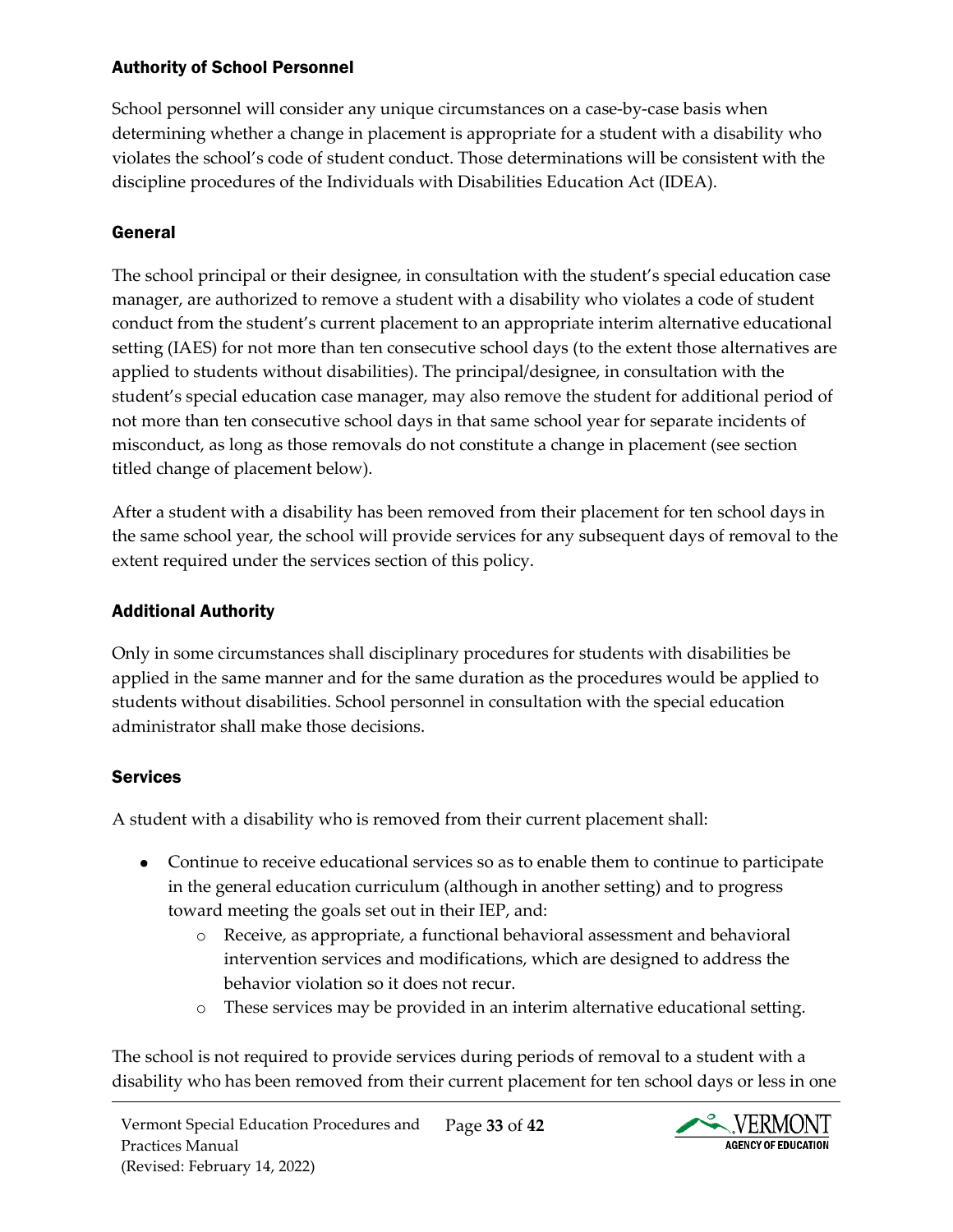### Authority of School Personnel

School personnel will consider any unique circumstances on a case-by-case basis when determining whether a change in placement is appropriate for a student with a disability who violates the school's code of student conduct. Those determinations will be consistent with the discipline procedures of the Individuals with Disabilities Education Act (IDEA).

### General

The school principal or their designee, in consultation with the student's special education case manager, are authorized to remove a student with a disability who violates a code of student conduct from the student's current placement to an appropriate interim alternative educational setting (IAES) for not more than ten consecutive school days (to the extent those alternatives are applied to students without disabilities). The principal/designee, in consultation with the student's special education case manager, may also remove the student for additional period of not more than ten consecutive school days in that same school year for separate incidents of misconduct, as long as those removals do not constitute a change in placement (see section titled change of placement below).

After a student with a disability has been removed from their placement for ten school days in the same school year, the school will provide services for any subsequent days of removal to the extent required under the services section of this policy.

### Additional Authority

Only in some circumstances shall disciplinary procedures for students with disabilities be applied in the same manner and for the same duration as the procedures would be applied to students without disabilities. School personnel in consultation with the special education administrator shall make those decisions.

### Services

A student with a disability who is removed from their current placement shall:

- Continue to receive educational services so as to enable them to continue to participate in the general education curriculum (although in another setting) and to progress toward meeting the goals set out in their IEP, and:
  - Receive, as appropriate, a functional behavioral assessment and behavioral intervention services and modifications, which are designed to address the behavior violation so it does not recur.
  - These services may be provided in an interim alternative educational setting.

The school is not required to provide services during periods of removal to a student with a disability who has been removed from their current placement for ten school days or less in one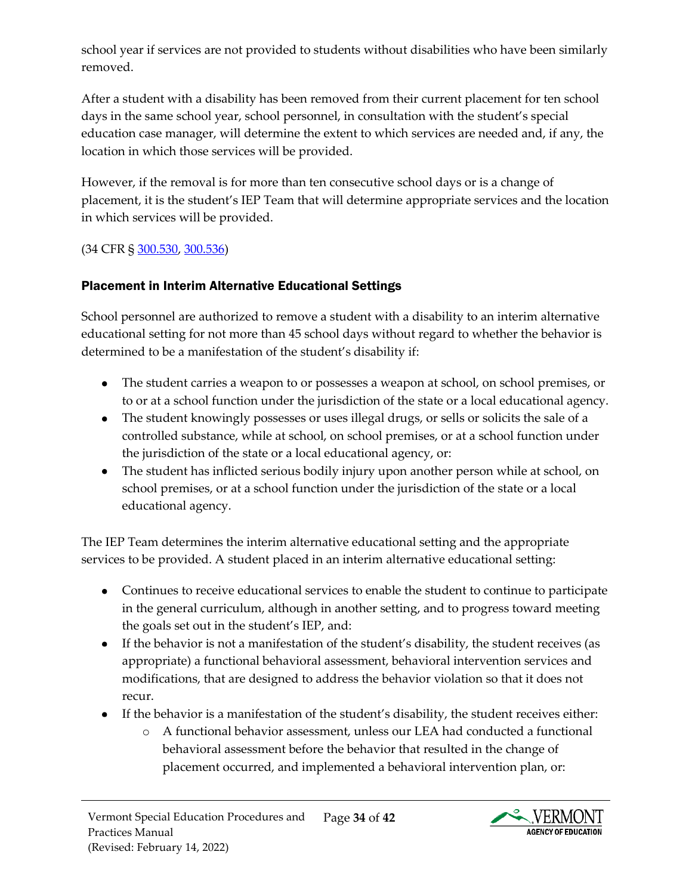school year if services are not provided to students without disabilities who have been similarly removed.

After a student with a disability has been removed from their current placement for ten school days in the same school year, school personnel, in consultation with the student's special education case manager, will determine the extent to which services are needed and, if any, the location in which those services will be provided.

However, if the removal is for more than ten consecutive school days or is a change of placement, it is the student's IEP Team that will determine appropriate services and the location in which services will be provided.

(34 CFR § 300.530, 300.536)

### Placement in Interim Alternative Educational Settings

School personnel are authorized to remove a student with a disability to an interim alternative educational setting for not more than 45 school days without regard to whether the behavior is determined to be a manifestation of the student's disability if:

- The student carries a weapon to or possesses a weapon at school, on school premises, or to or at a school function under the jurisdiction of the state or a local educational agency.
- The student knowingly possesses or uses illegal drugs, or sells or solicits the sale of a controlled substance, while at school, on school premises, or at a school function under the jurisdiction of the state or a local educational agency, or:
- The student has inflicted serious bodily injury upon another person while at school, on school premises, or at a school function under the jurisdiction of the state or a local educational agency.

The IEP Team determines the interim alternative educational setting and the appropriate services to be provided. A student placed in an interim alternative educational setting:

- Continues to receive educational services to enable the student to continue to participate in the general curriculum, although in another setting, and to progress toward meeting the goals set out in the student's IEP, and:
- If the behavior is not a manifestation of the student's disability, the student receives (as appropriate) a functional behavioral assessment, behavioral intervention services and modifications, that are designed to address the behavior violation so that it does not recur.
- If the behavior is a manifestation of the student's disability, the student receives either:
  - A functional behavior assessment, unless our LEA had conducted a functional behavioral assessment before the behavior that resulted in the change of placement occurred, and implemented a behavioral intervention plan, or: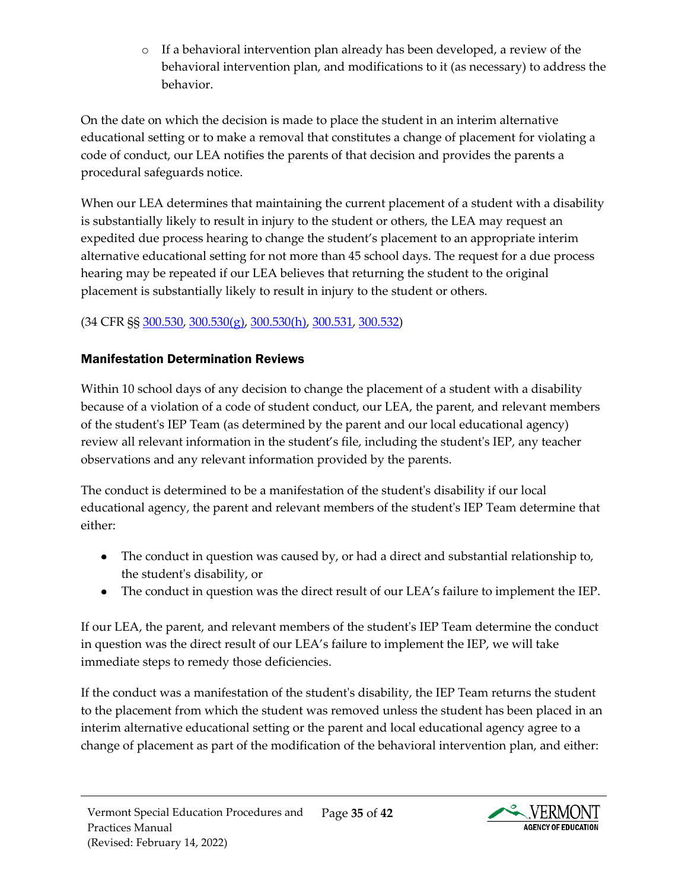- If a behavioral intervention plan already has been developed, a review of the behavioral intervention plan, and modifications to it (as necessary) to address the behavior.

On the date on which the decision is made to place the student in an interim alternative educational setting or to make a removal that constitutes a change of placement for violating a code of conduct, our LEA notifies the parents of that decision and provides the parents a procedural safeguards notice.

When our LEA determines that maintaining the current placement of a student with a disability is substantially likely to result in injury to the student or others, the LEA may request an expedited due process hearing to change the student's placement to an appropriate interim alternative educational setting for not more than 45 school days. The request for a due process hearing may be repeated if our LEA believes that returning the student to the original placement is substantially likely to result in injury to the student or others.

(34 CFR §§ 300.530, 300.530(g), 300.530(h), 300.531, 300.532)

### Manifestation Determination Reviews

Within 10 school days of any decision to change the placement of a student with a disability because of a violation of a code of student conduct, our LEA, the parent, and relevant members of the student's IEP Team (as determined by the parent and our local educational agency) review all relevant information in the student's file, including the student's IEP, any teacher observations and any relevant information provided by the parents.

The conduct is determined to be a manifestation of the student's disability if our local educational agency, the parent and relevant members of the student's IEP Team determine that either:

- The conduct in question was caused by, or had a direct and substantial relationship to, the student's disability, or
- The conduct in question was the direct result of our LEA's failure to implement the IEP.

If our LEA, the parent, and relevant members of the student's IEP Team determine the conduct in question was the direct result of our LEA's failure to implement the IEP, we will take immediate steps to remedy those deficiencies.

If the conduct was a manifestation of the student's disability, the IEP Team returns the student to the placement from which the student was removed unless the student has been placed in an interim alternative educational setting or the parent and local educational agency agree to a change of placement as part of the modification of the behavioral intervention plan, and either: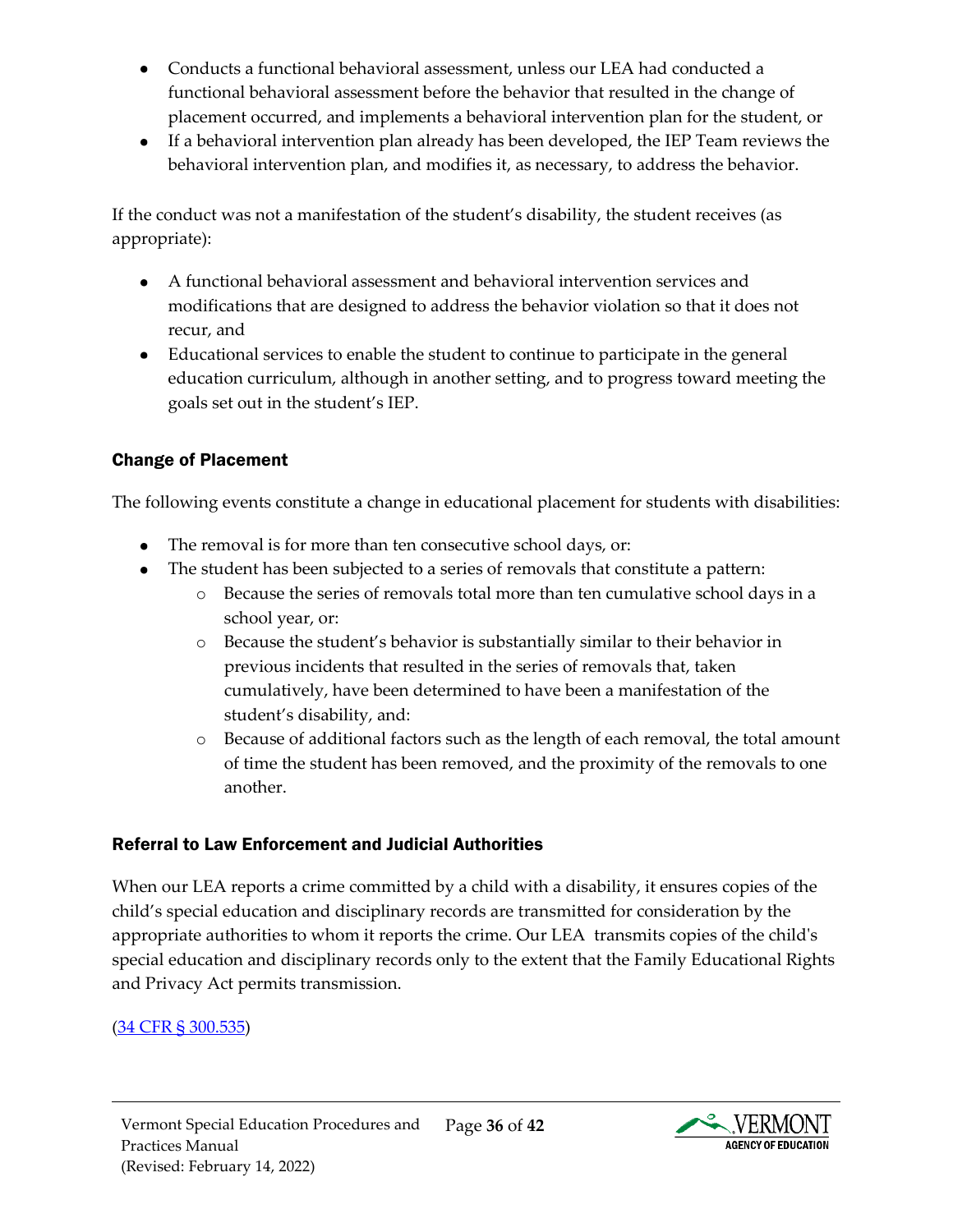- Conducts a functional behavioral assessment, unless our LEA had conducted a functional behavioral assessment before the behavior that resulted in the change of placement occurred, and implements a behavioral intervention plan for the student, or
- If a behavioral intervention plan already has been developed, the IEP Team reviews the behavioral intervention plan, and modifies it, as necessary, to address the behavior.

If the conduct was not a manifestation of the student's disability, the student receives (as appropriate):

- A functional behavioral assessment and behavioral intervention services and modifications that are designed to address the behavior violation so that it does not recur, and
- Educational services to enable the student to continue to participate in the general education curriculum, although in another setting, and to progress toward meeting the goals set out in the student's IEP.

### Change of Placement

The following events constitute a change in educational placement for students with disabilities:

- The removal is for more than ten consecutive school days, or:
- The student has been subjected to a series of removals that constitute a pattern:
  - Because the series of removals total more than ten cumulative school days in a school year, or:
  - Because the student's behavior is substantially similar to their behavior in previous incidents that resulted in the series of removals that, taken cumulatively, have been determined to have been a manifestation of the student's disability, and:
  - Because of additional factors such as the length of each removal, the total amount of time the student has been removed, and the proximity of the removals to one another.

### Referral to Law Enforcement and Judicial Authorities

When our LEA reports a crime committed by a child with a disability, it ensures copies of the child's special education and disciplinary records are transmitted for consideration by the appropriate authorities to whom it reports the crime. Our LEA transmits copies of the child's special education and disciplinary records only to the extent that the Family Educational Rights and Privacy Act permits transmission.

(34 CFR § 300.535)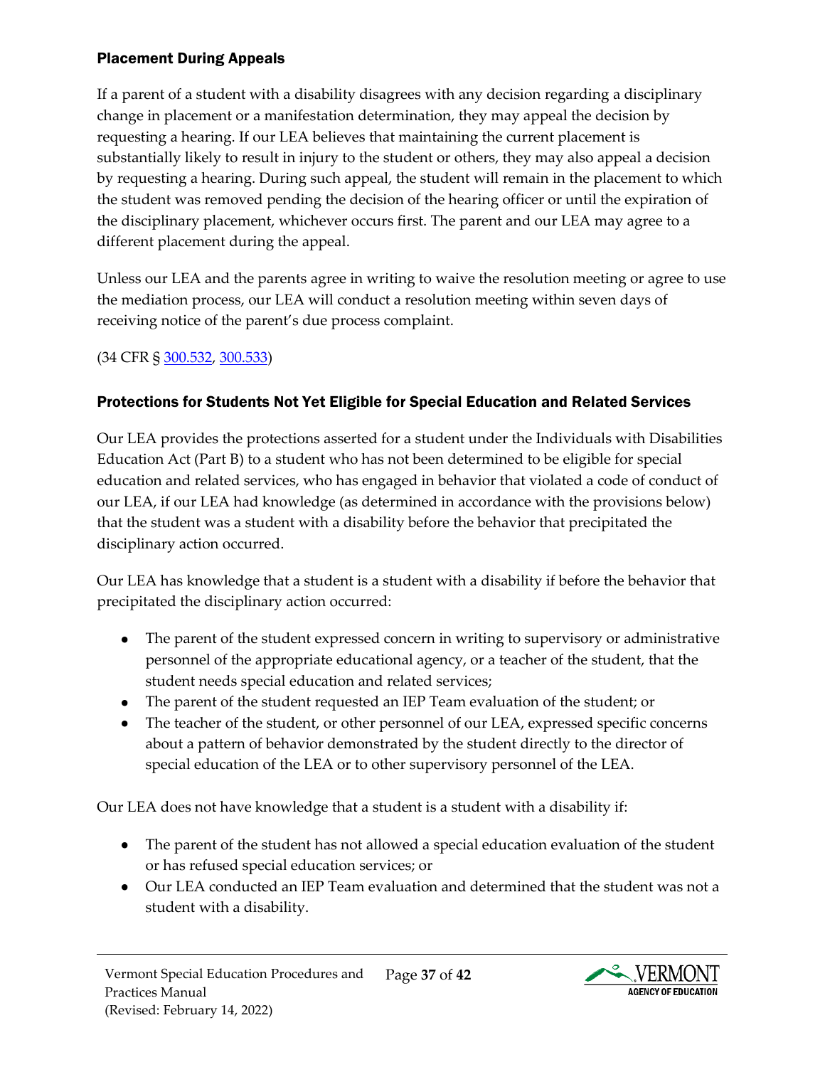### Placement During Appeals

If a parent of a student with a disability disagrees with any decision regarding a disciplinary change in placement or a manifestation determination, they may appeal the decision by requesting a hearing. If our LEA believes that maintaining the current placement is substantially likely to result in injury to the student or others, they may also appeal a decision by requesting a hearing. During such appeal, the student will remain in the placement to which the student was removed pending the decision of the hearing officer or until the expiration of the disciplinary placement, whichever occurs first. The parent and our LEA may agree to a different placement during the appeal.

Unless our LEA and the parents agree in writing to waive the resolution meeting or agree to use the mediation process, our LEA will conduct a resolution meeting within seven days of receiving notice of the parent's due process complaint.

(34 CFR § 300.532, 300.533)

### Protections for Students Not Yet Eligible for Special Education and Related Services

Our LEA provides the protections asserted for a student under the Individuals with Disabilities Education Act (Part B) to a student who has not been determined to be eligible for special education and related services, who has engaged in behavior that violated a code of conduct of our LEA, if our LEA had knowledge (as determined in accordance with the provisions below) that the student was a student with a disability before the behavior that precipitated the disciplinary action occurred.

Our LEA has knowledge that a student is a student with a disability if before the behavior that precipitated the disciplinary action occurred:

- The parent of the student expressed concern in writing to supervisory or administrative personnel of the appropriate educational agency, or a teacher of the student, that the student needs special education and related services;
- The parent of the student requested an IEP Team evaluation of the student; or
- The teacher of the student, or other personnel of our LEA, expressed specific concerns about a pattern of behavior demonstrated by the student directly to the director of special education of the LEA or to other supervisory personnel of the LEA.

Our LEA does not have knowledge that a student is a student with a disability if:

- The parent of the student has not allowed a special education evaluation of the student or has refused special education services; or
- Our LEA conducted an IEP Team evaluation and determined that the student was not a student with a disability.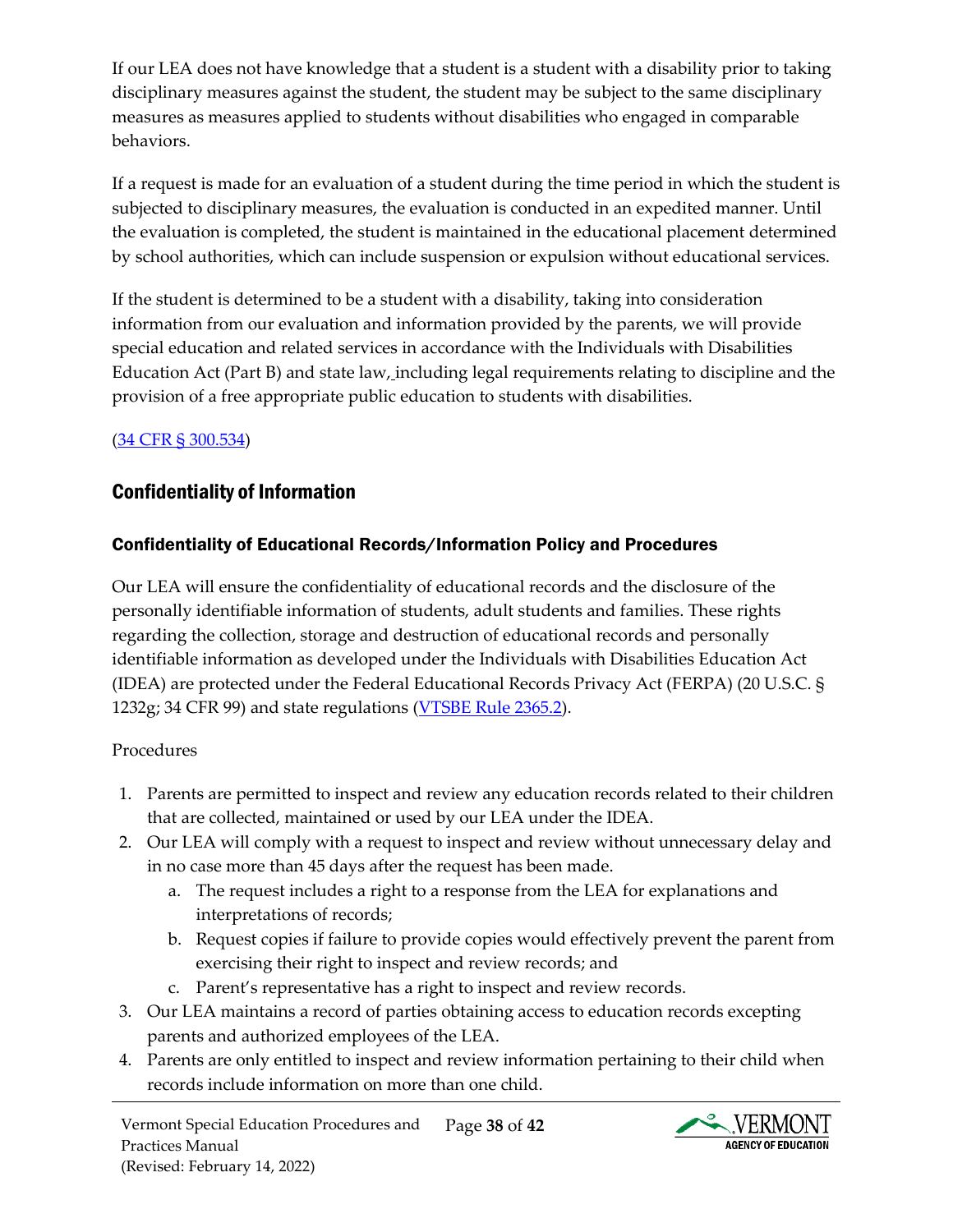If our LEA does not have knowledge that a student is a student with a disability prior to taking disciplinary measures against the student, the student may be subject to the same disciplinary measures as measures applied to students without disabilities who engaged in comparable behaviors.

If a request is made for an evaluation of a student during the time period in which the student is subjected to disciplinary measures, the evaluation is conducted in an expedited manner. Until the evaluation is completed, the student is maintained in the educational placement determined by school authorities, which can include suspension or expulsion without educational services.

If the student is determined to be a student with a disability, taking into consideration information from our evaluation and information provided by the parents, we will provide special education and related services in accordance with the Individuals with Disabilities Education Act (Part B) and state law, including legal requirements relating to discipline and the provision of a free appropriate public education to students with disabilities.

([34 CFR § 300.534])

## Confidentiality of Information

### Confidentiality of Educational Records/Information Policy and Procedures

Our LEA will ensure the confidentiality of educational records and the disclosure of the personally identifiable information of students, adult students and families. These rights regarding the collection, storage and destruction of educational records and personally identifiable information as developed under the Individuals with Disabilities Education Act (IDEA) are protected under the Federal Educational Records Privacy Act (FERPA) (20 U.S.C. § 1232g; 34 CFR 99) and state regulations (VTSBE Rule 2365.2).

Procedures

1. Parents are permitted to inspect and review any education records related to their children that are collected, maintained or used by our LEA under the IDEA.
2. Our LEA will comply with a request to inspect and review without unnecessary delay and in no case more than 45 days after the request has been made.
   a. The request includes a right to a response from the LEA for explanations and interpretations of records;
   b. Request copies if failure to provide copies would effectively prevent the parent from exercising their right to inspect and review records; and
   c. Parent's representative has a right to inspect and review records.
3. Our LEA maintains a record of parties obtaining access to education records excepting parents and authorized employees of the LEA.
4. Parents are only entitled to inspect and review information pertaining to their child when records include information on more than one child.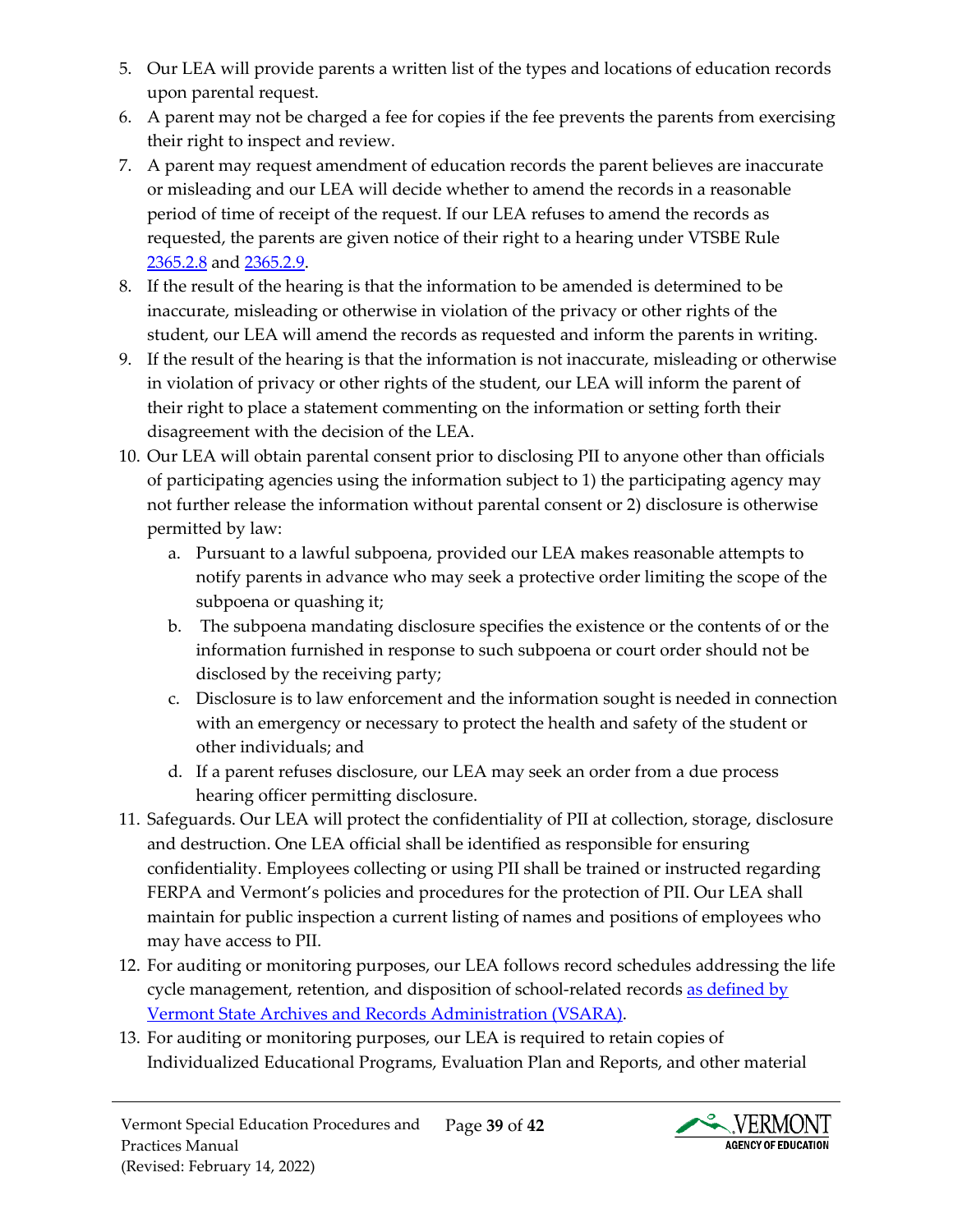5. Our LEA will provide parents a written list of the types and locations of education records upon parental request.
6. A parent may not be charged a fee for copies if the fee prevents the parents from exercising their right to inspect and review.
7. A parent may request amendment of education records the parent believes are inaccurate or misleading and our LEA will decide whether to amend the records in a reasonable period of time of receipt of the request. If our LEA refuses to amend the records as requested, the parents are given notice of their right to a hearing under VTSBE Rule 2365.2.8 and 2365.2.9.
8. If the result of the hearing is that the information to be amended is determined to be inaccurate, misleading or otherwise in violation of the privacy or other rights of the student, our LEA will amend the records as requested and inform the parents in writing.
9. If the result of the hearing is that the information is not inaccurate, misleading or otherwise in violation of privacy or other rights of the student, our LEA will inform the parent of their right to place a statement commenting on the information or setting forth their disagreement with the decision of the LEA.
10. Our LEA will obtain parental consent prior to disclosing PII to anyone other than officials of participating agencies using the information subject to 1) the participating agency may not further release the information without parental consent or 2) disclosure is otherwise permitted by law:
    a. Pursuant to a lawful subpoena, provided our LEA makes reasonable attempts to notify parents in advance who may seek a protective order limiting the scope of the subpoena or quashing it;
    b. The subpoena mandating disclosure specifies the existence or the contents of or the information furnished in response to such subpoena or court order should not be disclosed by the receiving party;
    c. Disclosure is to law enforcement and the information sought is needed in connection with an emergency or necessary to protect the health and safety of the student or other individuals; and
    d. If a parent refuses disclosure, our LEA may seek an order from a due process hearing officer permitting disclosure.
11. Safeguards. Our LEA will protect the confidentiality of PII at collection, storage, disclosure and destruction. One LEA official shall be identified as responsible for ensuring confidentiality. Employees collecting or using PII shall be trained or instructed regarding FERPA and Vermont's policies and procedures for the protection of PII. Our LEA shall maintain for public inspection a current listing of names and positions of employees who may have access to PII.
12. For auditing or monitoring purposes, our LEA follows record schedules addressing the life cycle management, retention, and disposition of school-related records as defined by Vermont State Archives and Records Administration (VSARA).
13. For auditing or monitoring purposes, our LEA is required to retain copies of Individualized Educational Programs, Evaluation Plan and Reports, and other material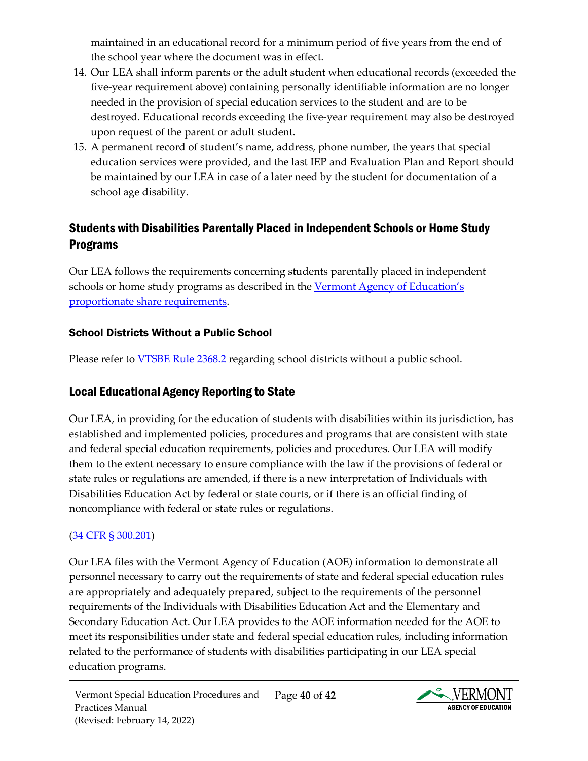maintained in an educational record for a minimum period of five years from the end of the school year where the document was in effect.

14. Our LEA shall inform parents or the adult student when educational records (exceeded the five-year requirement above) containing personally identifiable information are no longer needed in the provision of special education services to the student and are to be destroyed. Educational records exceeding the five-year requirement may also be destroyed upon request of the parent or adult student.
15. A permanent record of student's name, address, phone number, the years that special education services were provided, and the last IEP and Evaluation Plan and Report should be maintained by our LEA in case of a later need by the student for documentation of a school age disability.

## Students with Disabilities Parentally Placed in Independent Schools or Home Study Programs

Our LEA follows the requirements concerning students parentally placed in independent schools or home study programs as described in the [Vermont Agency of Education's proportionate share requirements](#).

### School Districts Without a Public School

Please refer to [VTSBE Rule 2368.2](#) regarding school districts without a public school.

## Local Educational Agency Reporting to State

Our LEA, in providing for the education of students with disabilities within its jurisdiction, has established and implemented policies, procedures and programs that are consistent with state and federal special education requirements, policies and procedures. Our LEA will modify them to the extent necessary to ensure compliance with the law if the provisions of federal or state rules or regulations are amended, if there is a new interpretation of Individuals with Disabilities Education Act by federal or state courts, or if there is an official finding of noncompliance with federal or state rules or regulations.

([34 CFR § 300.201](#))

Our LEA files with the Vermont Agency of Education (AOE) information to demonstrate all personnel necessary to carry out the requirements of state and federal special education rules are appropriately and adequately prepared, subject to the requirements of the personnel requirements of the Individuals with Disabilities Education Act and the Elementary and Secondary Education Act. Our LEA provides to the AOE information needed for the AOE to meet its responsibilities under state and federal special education rules, including information related to the performance of students with disabilities participating in our LEA special education programs.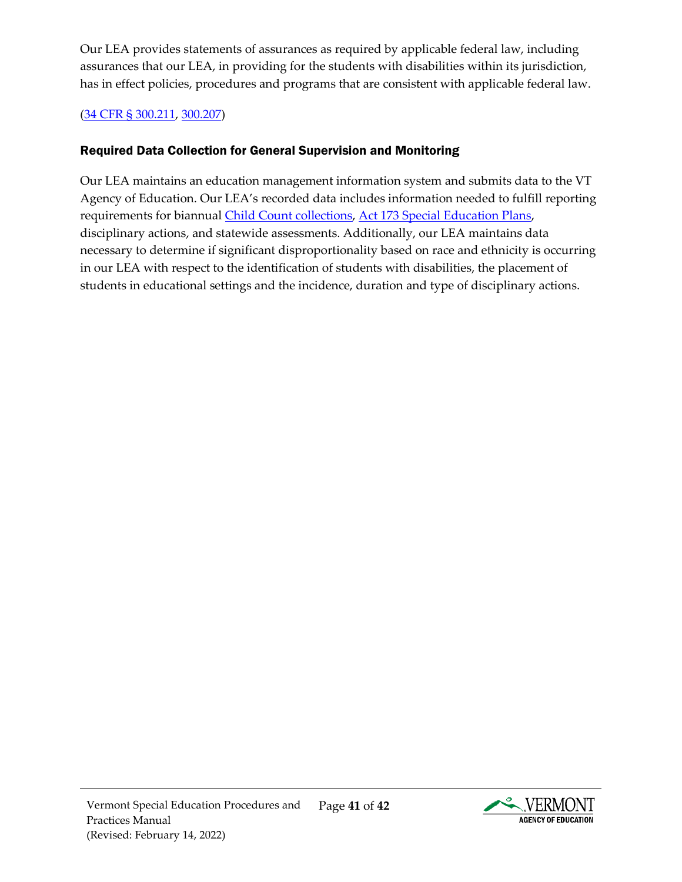Our LEA provides statements of assurances as required by applicable federal law, including assurances that our LEA, in providing for the students with disabilities within its jurisdiction, has in effect policies, procedures and programs that are consistent with applicable federal law.

(34 CFR § 300.211, 300.207)

### Required Data Collection for General Supervision and Monitoring

Our LEA maintains an education management information system and submits data to the VT Agency of Education. Our LEA's recorded data includes information needed to fulfill reporting requirements for biannual Child Count collections, Act 173 Special Education Plans, disciplinary actions, and statewide assessments. Additionally, our LEA maintains data necessary to determine if significant disproportionality based on race and ethnicity is occurring in our LEA with respect to the identification of students with disabilities, the placement of students in educational settings and the incidence, duration and type of disciplinary actions.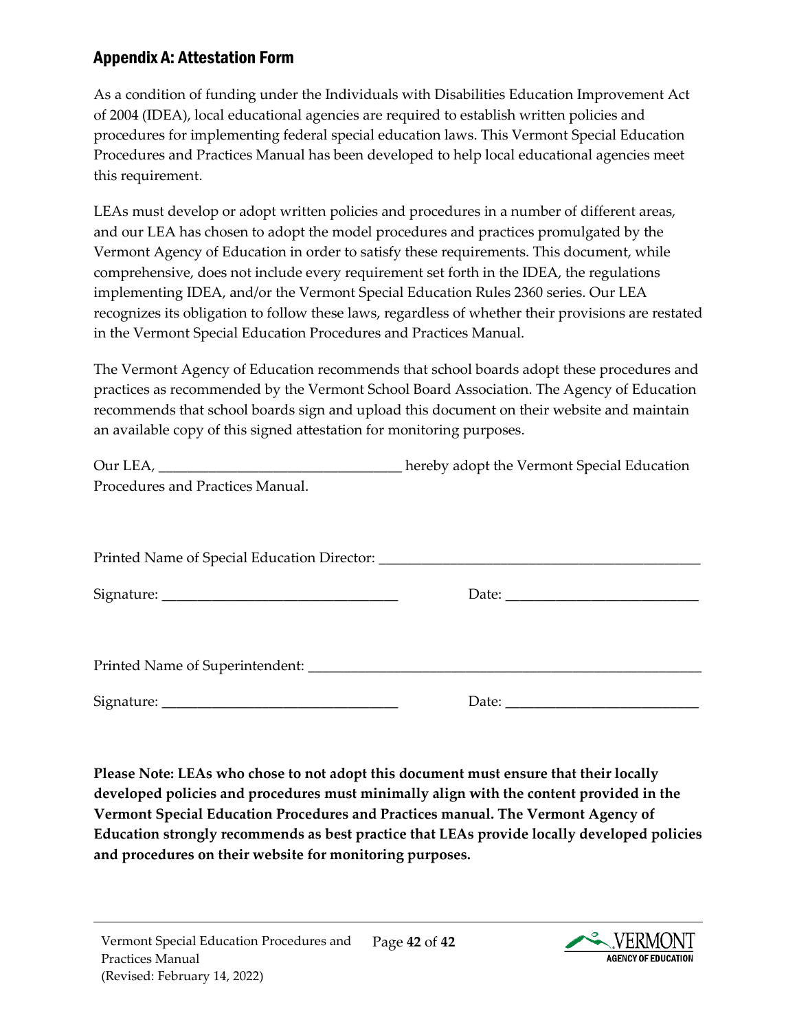## Appendix A: Attestation Form

As a condition of funding under the Individuals with Disabilities Education Improvement Act of 2004 (IDEA), local educational agencies are required to establish written policies and procedures for implementing federal special education laws. This Vermont Special Education Procedures and Practices Manual has been developed to help local educational agencies meet this requirement.

LEAs must develop or adopt written policies and procedures in a number of different areas, and our LEA has chosen to adopt the model procedures and practices promulgated by the Vermont Agency of Education in order to satisfy these requirements. This document, while comprehensive, does not include every requirement set forth in the IDEA, the regulations implementing IDEA, and/or the Vermont Special Education Rules 2360 series. Our LEA recognizes its obligation to follow these laws, regardless of whether their provisions are restated in the Vermont Special Education Procedures and Practices Manual.

The Vermont Agency of Education recommends that school boards adopt these procedures and practices as recommended by the Vermont School Board Association. The Agency of Education recommends that school boards sign and upload this document on their website and maintain an available copy of this signed attestation for monitoring purposes.

Our LEA, _________________________________ hereby adopt the Vermont Special Education Procedures and Practices Manual.

Printed Name of Special Education Director: ____________________________________________

Signature: ________________________________ Date: __________________________

Printed Name of Superintendent: ______________________________________________________

Signature: ________________________________ Date: __________________________

**Please Note: LEAs who chose to not adopt this document must ensure that their locally developed policies and procedures must minimally align with the content provided in the Vermont Special Education Procedures and Practices manual. The Vermont Agency of Education strongly recommends as best practice that LEAs provide locally developed policies and procedures on their website for monitoring purposes.**